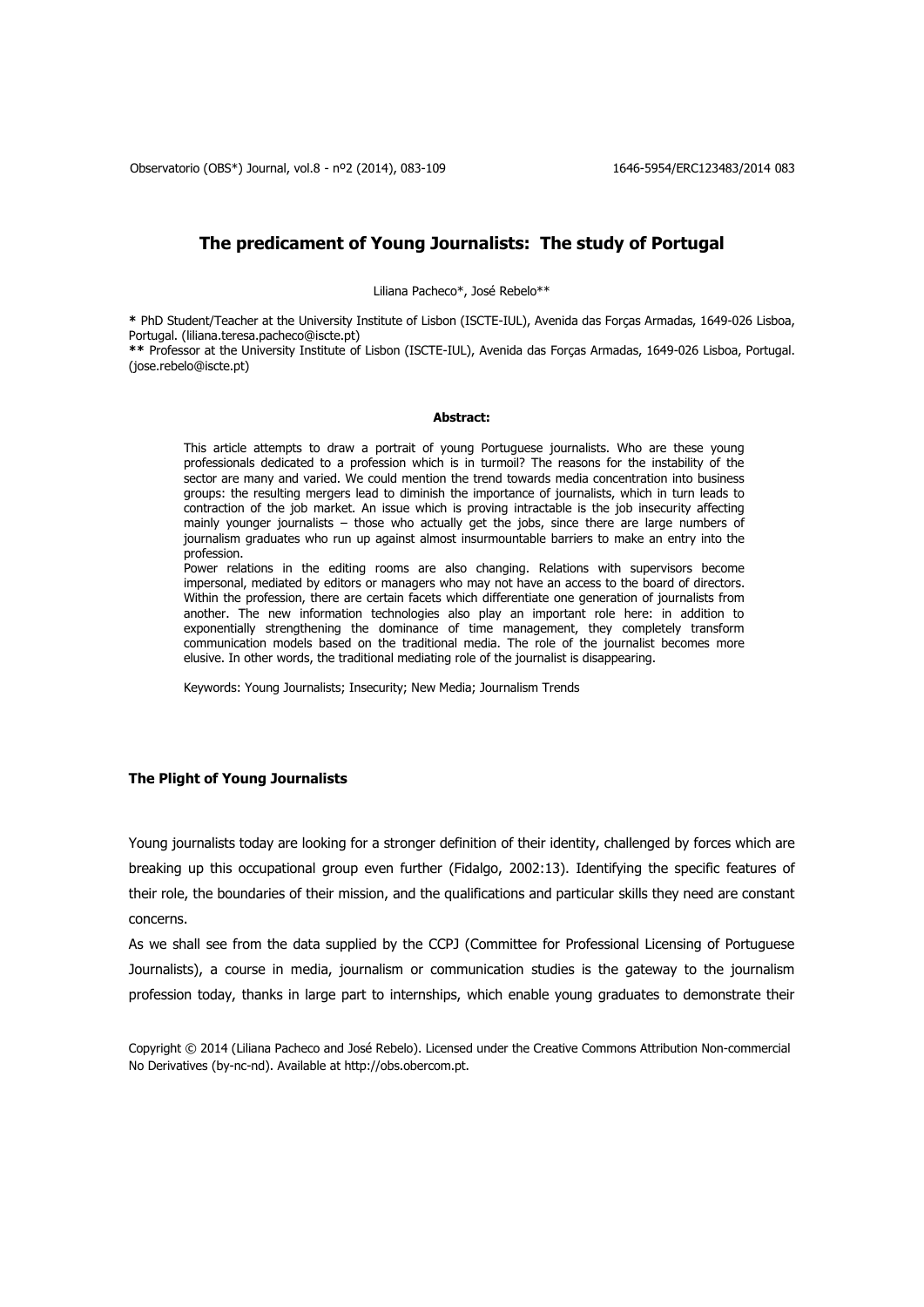# The predicament of Young Journalists: The study of Portugal

Liliana Pacheco*, José Rebelo**

**\*** PhD Student/Teacher at the University Institute of Lisbon (ISCTE-IUL), Avenida das Forças Armadas, 1649-026 Lisboa, Portugal. (liliana.teresa.pacheco@iscte.pt)

**\*\*** Professor at the University Institute of Lisbon (ISCTE-IUL), Avenida das Forças Armadas, 1649-026 Lisboa, Portugal. (jose.rebelo@iscte.pt)

**Abstract:**

This article attempts to draw a portrait of young Portuguese journalists. Who are these young professionals dedicated to a profession which is in turmoil? The reasons for the instability of the sector are many and varied. We could mention the trend towards media concentration into business groups: the resulting mergers lead to diminish the importance of journalists, which in turn leads to contraction of the job market. An issue which is proving intractable is the job insecurity affecting mainly younger journalists – those who actually get the jobs, since there are large numbers of journalism graduates who run up against almost insurmountable barriers to make an entry into the profession.

Power relations in the editing rooms are also changing. Relations with supervisors become impersonal, mediated by editors or managers who may not have an access to the board of directors. Within the profession, there are certain facets which differentiate one generation of journalists from another. The new information technologies also play an important role here: in addition to exponentially strengthening the dominance of time management, they completely transform communication models based on the traditional media. The role of the journalist becomes more elusive. In other words, the traditional mediating role of the journalist is disappearing.

Keywords: Young Journalists; Insecurity; New Media; Journalism Trends

## The Plight of Young Journalists

Young journalists today are looking for a stronger definition of their identity, challenged by forces which are breaking up this occupational group even further (Fidalgo, 2002:13). Identifying the specific features of their role, the boundaries of their mission, and the qualifications and particular skills they need are constant concerns.

As we shall see from the data supplied by the CCPJ (Committee for Professional Licensing of Portuguese Journalists), a course in media, journalism or communication studies is the gateway to the journalism profession today, thanks in large part to internships, which enable young graduates to demonstrate their

Copyright © 2014 (Liliana Pacheco and José Rebelo). Licensed under the Creative Commons Attribution Non-commercial No Derivatives (by-nc-nd). Available at http://obs.obercom.pt.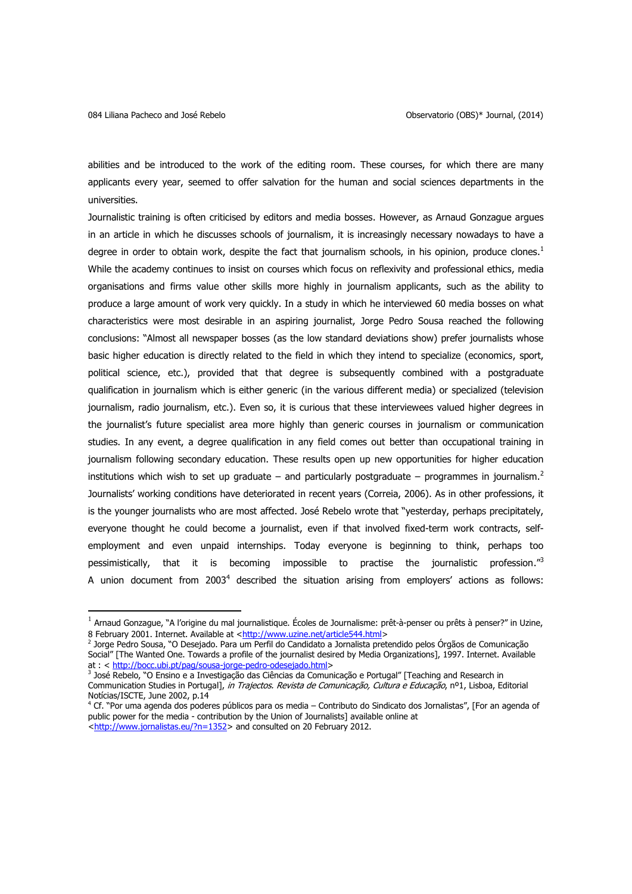abilities and be introduced to the work of the editing room. These courses, for which there are many applicants every year, seemed to offer salvation for the human and social sciences departments in the universities.

Journalistic training is often criticised by editors and media bosses. However, as Arnaud Gonzague argues in an article in which he discusses schools of journalism, it is increasingly necessary nowadays to have a degree in order to obtain work, despite the fact that journalism schools, in his opinion, produce clones.[1] While the academy continues to insist on courses which focus on reflexivity and professional ethics, media organisations and firms value other skills more highly in journalism applicants, such as the ability to produce a large amount of work very quickly. In a study in which he interviewed 60 media bosses on what characteristics were most desirable in an aspiring journalist, Jorge Pedro Sousa reached the following conclusions: "Almost all newspaper bosses (as the low standard deviations show) prefer journalists whose basic higher education is directly related to the field in which they intend to specialize (economics, sport, political science, etc.), provided that that degree is subsequently combined with a postgraduate qualification in journalism which is either generic (in the various different media) or specialized (television journalism, radio journalism, etc.). Even so, it is curious that these interviewees valued higher degrees in the journalist's future specialist area more highly than generic courses in journalism or communication studies. In any event, a degree qualification in any field comes out better than occupational training in journalism following secondary education. These results open up new opportunities for higher education institutions which wish to set up graduate – and particularly postgraduate – programmes in journalism.[2]

Journalists' working conditions have deteriorated in recent years (Correia, 2006). As in other professions, it is the younger journalists who are most affected. José Rebelo wrote that "yesterday, perhaps precipitately, everyone thought he could become a journalist, even if that involved fixed-term work contracts, self-employment and even unpaid internships. Today everyone is beginning to think, perhaps too pessimistically, that it is becoming impossible to practise the journalistic profession."[3] A union document from 2003[4] described the situation arising from employers' actions as follows:

---

[1] Arnaud Gonzague, "A l'origine du mal journalistique. Écoles de Journalisme: prêt-à-penser ou prêts à penser?" in Uzine, 8 February 2001. Internet. Available at <http://www.uzine.net/article544.html>

[2] Jorge Pedro Sousa, "O Desejado. Para um Perfil do Candidato a Jornalista pretendido pelos Órgãos de Comunicação Social" [The Wanted One. Towards a profile of the journalist desired by Media Organizations], 1997. Internet. Available at : < http://bocc.ubi.pt/pag/sousa-jorge-pedro-odesejado.html>

[3] José Rebelo, "O Ensino e a Investigação das Ciências da Comunicação e Portugal" [Teaching and Research in Communication Studies in Portugal], *in Trajectos. Revista de Comunicação, Cultura e Educação*, nº1, Lisboa, Editorial Notícias/ISCTE, June 2002, p.14

[4] Cf. "Por uma agenda dos poderes públicos para os media – Contributo do Sindicato dos Jornalistas", [For an agenda of public power for the media - contribution by the Union of Journalists] available online at <http://www.jornalistas.eu/?n=1352> and consulted on 20 February 2012.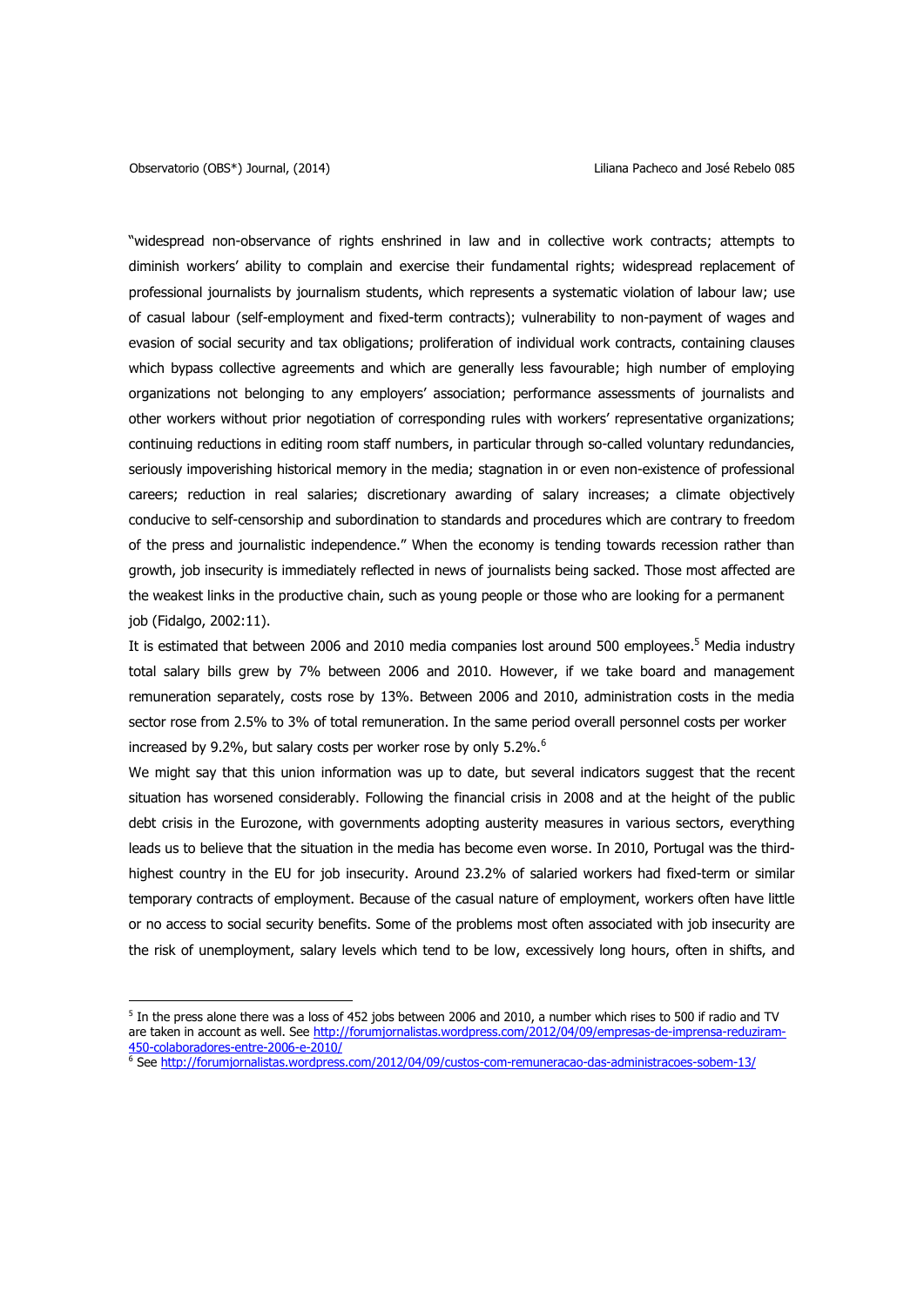"widespread non-observance of rights enshrined in law and in collective work contracts; attempts to diminish workers' ability to complain and exercise their fundamental rights; widespread replacement of professional journalists by journalism students, which represents a systematic violation of labour law; use of casual labour (self-employment and fixed-term contracts); vulnerability to non-payment of wages and evasion of social security and tax obligations; proliferation of individual work contracts, containing clauses which bypass collective agreements and which are generally less favourable; high number of employing organizations not belonging to any employers' association; performance assessments of journalists and other workers without prior negotiation of corresponding rules with workers' representative organizations; continuing reductions in editing room staff numbers, in particular through so-called voluntary redundancies, seriously impoverishing historical memory in the media; stagnation in or even non-existence of professional careers; reduction in real salaries; discretionary awarding of salary increases; a climate objectively conducive to self-censorship and subordination to standards and procedures which are contrary to freedom of the press and journalistic independence." When the economy is tending towards recession rather than growth, job insecurity is immediately reflected in news of journalists being sacked. Those most affected are the weakest links in the productive chain, such as young people or those who are looking for a permanent job (Fidalgo, 2002:11).

It is estimated that between 2006 and 2010 media companies lost around 500 employees.[5] Media industry total salary bills grew by 7% between 2006 and 2010. However, if we take board and management remuneration separately, costs rose by 13%. Between 2006 and 2010, administration costs in the media sector rose from 2.5% to 3% of total remuneration. In the same period overall personnel costs per worker increased by 9.2%, but salary costs per worker rose by only 5.2%.[6]

We might say that this union information was up to date, but several indicators suggest that the recent situation has worsened considerably. Following the financial crisis in 2008 and at the height of the public debt crisis in the Eurozone, with governments adopting austerity measures in various sectors, everything leads us to believe that the situation in the media has become even worse. In 2010, Portugal was the third-highest country in the EU for job insecurity. Around 23.2% of salaried workers had fixed-term or similar temporary contracts of employment. Because of the casual nature of employment, workers often have little or no access to social security benefits. Some of the problems most often associated with job insecurity are the risk of unemployment, salary levels which tend to be low, excessively long hours, often in shifts, and

---

[5] In the press alone there was a loss of 452 jobs between 2006 and 2010, a number which rises to 500 if radio and TV are taken in account as well. See http://forumjornalistas.wordpress.com/2012/04/09/empresas-de-imprensa-reduziram-450-colaboradores-entre-2006-e-2010/

[6] See http://forumjornalistas.wordpress.com/2012/04/09/custos-com-remuneracao-das-administracoes-sobem-13/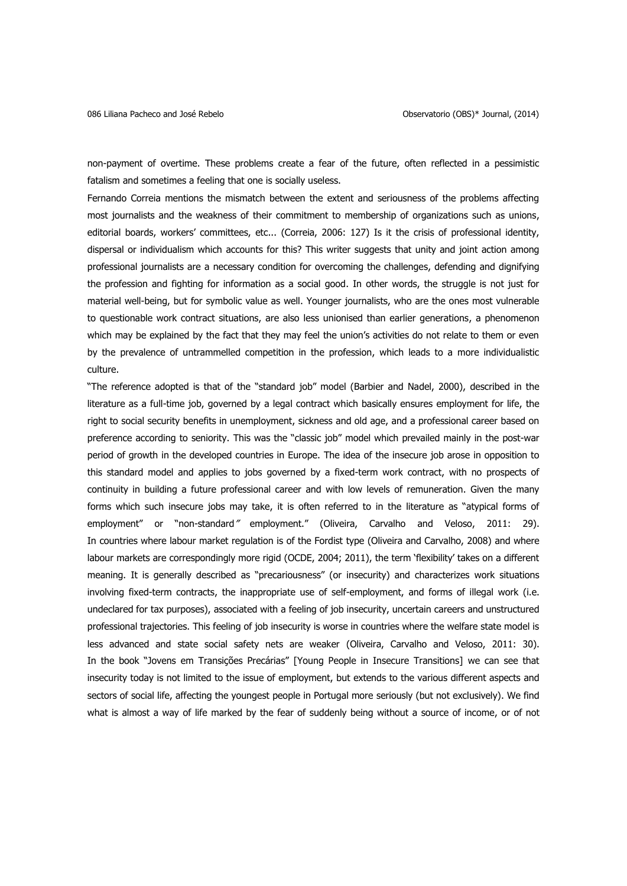non-payment of overtime. These problems create a fear of the future, often reflected in a pessimistic fatalism and sometimes a feeling that one is socially useless.

Fernando Correia mentions the mismatch between the extent and seriousness of the problems affecting most journalists and the weakness of their commitment to membership of organizations such as unions, editorial boards, workers' committees, etc... (Correia, 2006: 127) Is it the crisis of professional identity, dispersal or individualism which accounts for this? This writer suggests that unity and joint action among professional journalists are a necessary condition for overcoming the challenges, defending and dignifying the profession and fighting for information as a social good. In other words, the struggle is not just for material well-being, but for symbolic value as well. Younger journalists, who are the ones most vulnerable to questionable work contract situations, are also less unionised than earlier generations, a phenomenon which may be explained by the fact that they may feel the union's activities do not relate to them or even by the prevalence of untrammelled competition in the profession, which leads to a more individualistic culture.

"The reference adopted is that of the "standard job" model (Barbier and Nadel, 2000), described in the literature as a full-time job, governed by a legal contract which basically ensures employment for life, the right to social security benefits in unemployment, sickness and old age, and a professional career based on preference according to seniority. This was the "classic job" model which prevailed mainly in the post-war period of growth in the developed countries in Europe. The idea of the insecure job arose in opposition to this standard model and applies to jobs governed by a fixed-term work contract, with no prospects of continuity in building a future professional career and with low levels of remuneration. Given the many forms which such insecure jobs may take, it is often referred to in the literature as "atypical forms of employment" or "non-standard" employment." (Oliveira, Carvalho and Veloso, 2011: 29). In countries where labour market regulation is of the Fordist type (Oliveira and Carvalho, 2008) and where labour markets are correspondingly more rigid (OCDE, 2004; 2011), the term 'flexibility' takes on a different meaning. It is generally described as "precariousness" (or insecurity) and characterizes work situations involving fixed-term contracts, the inappropriate use of self-employment, and forms of illegal work (i.e. undeclared for tax purposes), associated with a feeling of job insecurity, uncertain careers and unstructured professional trajectories. This feeling of job insecurity is worse in countries where the welfare state model is less advanced and state social safety nets are weaker (Oliveira, Carvalho and Veloso, 2011: 30). In the book "Jovens em Transições Precárias" [Young People in Insecure Transitions] we can see that insecurity today is not limited to the issue of employment, but extends to the various different aspects and sectors of social life, affecting the youngest people in Portugal more seriously (but not exclusively). We find what is almost a way of life marked by the fear of suddenly being without a source of income, or of not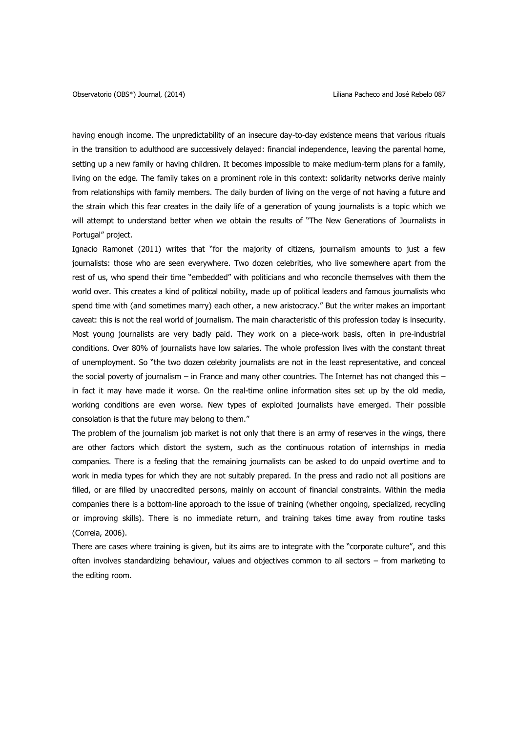having enough income. The unpredictability of an insecure day-to-day existence means that various rituals in the transition to adulthood are successively delayed: financial independence, leaving the parental home, setting up a new family or having children. It becomes impossible to make medium-term plans for a family, living on the edge. The family takes on a prominent role in this context: solidarity networks derive mainly from relationships with family members. The daily burden of living on the verge of not having a future and the strain which this fear creates in the daily life of a generation of young journalists is a topic which we will attempt to understand better when we obtain the results of "The New Generations of Journalists in Portugal" project.

Ignacio Ramonet (2011) writes that "for the majority of citizens, journalism amounts to just a few journalists: those who are seen everywhere. Two dozen celebrities, who live somewhere apart from the rest of us, who spend their time "embedded" with politicians and who reconcile themselves with them the world over. This creates a kind of political nobility, made up of political leaders and famous journalists who spend time with (and sometimes marry) each other, a new aristocracy." But the writer makes an important caveat: this is not the real world of journalism. The main characteristic of this profession today is insecurity. Most young journalists are very badly paid. They work on a piece-work basis, often in pre-industrial conditions. Over 80% of journalists have low salaries. The whole profession lives with the constant threat of unemployment. So "the two dozen celebrity journalists are not in the least representative, and conceal the social poverty of journalism – in France and many other countries. The Internet has not changed this – in fact it may have made it worse. On the real-time online information sites set up by the old media, working conditions are even worse. New types of exploited journalists have emerged. Their possible consolation is that the future may belong to them."

The problem of the journalism job market is not only that there is an army of reserves in the wings, there are other factors which distort the system, such as the continuous rotation of internships in media companies. There is a feeling that the remaining journalists can be asked to do unpaid overtime and to work in media types for which they are not suitably prepared. In the press and radio not all positions are filled, or are filled by unaccredited persons, mainly on account of financial constraints. Within the media companies there is a bottom-line approach to the issue of training (whether ongoing, specialized, recycling or improving skills). There is no immediate return, and training takes time away from routine tasks (Correia, 2006).

There are cases where training is given, but its aims are to integrate with the "corporate culture", and this often involves standardizing behaviour, values and objectives common to all sectors – from marketing to the editing room.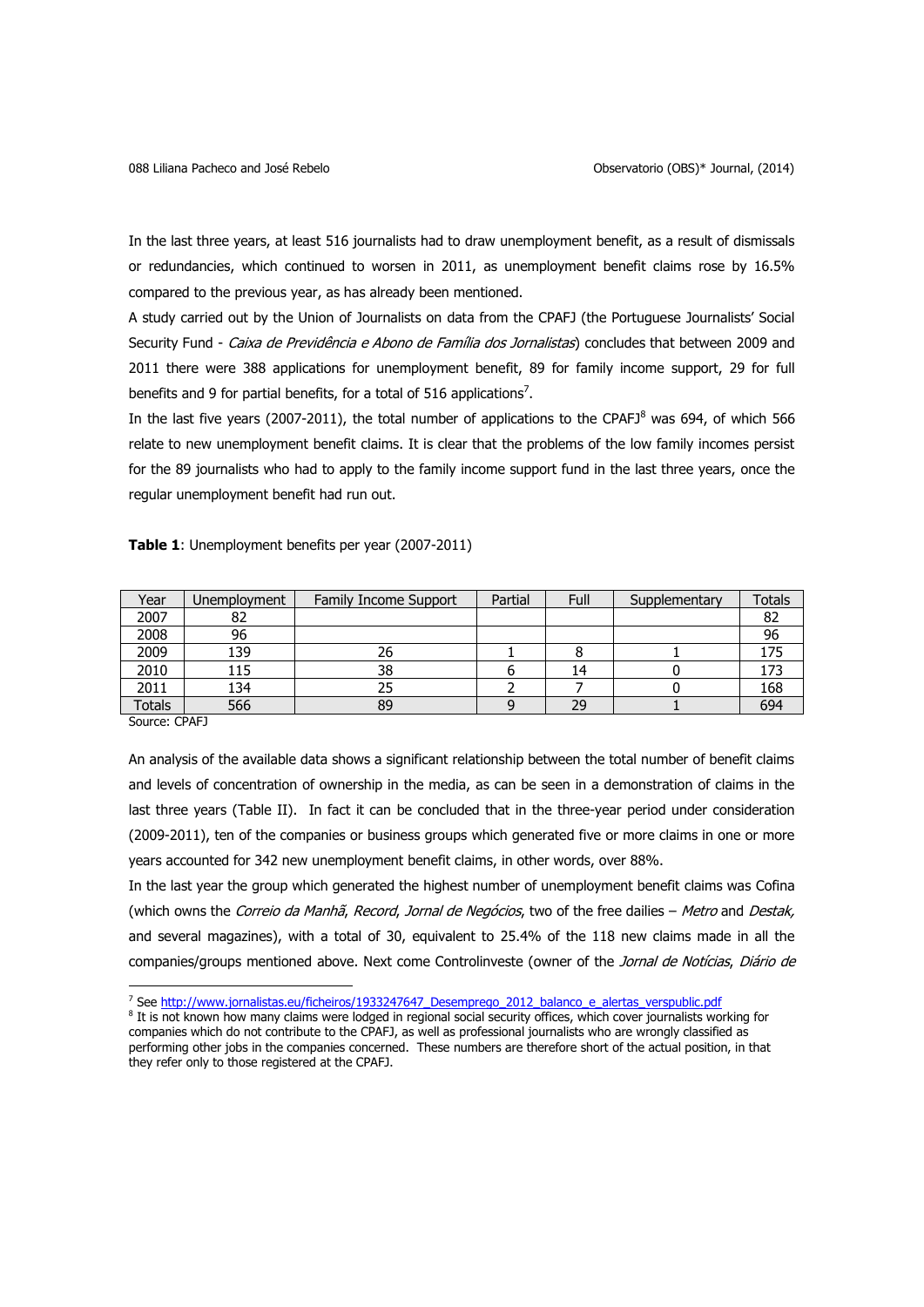In the last three years, at least 516 journalists had to draw unemployment benefit, as a result of dismissals or redundancies, which continued to worsen in 2011, as unemployment benefit claims rose by 16.5% compared to the previous year, as has already been mentioned.

A study carried out by the Union of Journalists on data from the CPAFJ (the Portuguese Journalists' Social Security Fund - *Caixa de Previdência e Abono de Família dos Jornalistas*) concludes that between 2009 and 2011 there were 388 applications for unemployment benefit, 89 for family income support, 29 for full benefits and 9 for partial benefits, for a total of 516 applications[7].

In the last five years (2007-2011), the total number of applications to the CPAFJ[8] was 694, of which 566 relate to new unemployment benefit claims. It is clear that the problems of the low family incomes persist for the 89 journalists who had to apply to the family income support fund in the last three years, once the regular unemployment benefit had run out.

**Table 1**: Unemployment benefits per year (2007-2011)

| Year | Unemployment | Family Income Support | Partial | Full | Supplementary | Totals |
|---|---|---|---|---|---|---|
| 2007 | 82 | | | | | 82 |
| 2008 | 96 | | | | | 96 |
| 2009 | 139 | 26 | 1 | 8 | 1 | 175 |
| 2010 | 115 | 38 | 6 | 14 | 0 | 173 |
| 2011 | 134 | 25 | 2 | 7 | 0 | 168 |
| Totals | 566 | 89 | 9 | 29 | 1 | 694 |

Source: CPAFJ

An analysis of the available data shows a significant relationship between the total number of benefit claims and levels of concentration of ownership in the media, as can be seen in a demonstration of claims in the last three years (Table II). In fact it can be concluded that in the three-year period under consideration (2009-2011), ten of the companies or business groups which generated five or more claims in one or more years accounted for 342 new unemployment benefit claims, in other words, over 88%.

In the last year the group which generated the highest number of unemployment benefit claims was Cofina (which owns the *Correio da Manhã*, *Record*, *Jornal de Negócios*, two of the free dailies – *Metro* and *Destak,* and several magazines), with a total of 30, equivalent to 25.4% of the 118 new claims made in all the companies/groups mentioned above. Next come Controlinveste (owner of the *Jornal de Notícias*, *Diário de*

[7] See http://www.jornalistas.eu/ficheiros/1933247647_Desemprego_2012_balanco_e_alertas_verspublic.pdf

[8] It is not known how many claims were lodged in regional social security offices, which cover journalists working for companies which do not contribute to the CPAFJ, as well as professional journalists who are wrongly classified as performing other jobs in the companies concerned. These numbers are therefore short of the actual position, in that they refer only to those registered at the CPAFJ.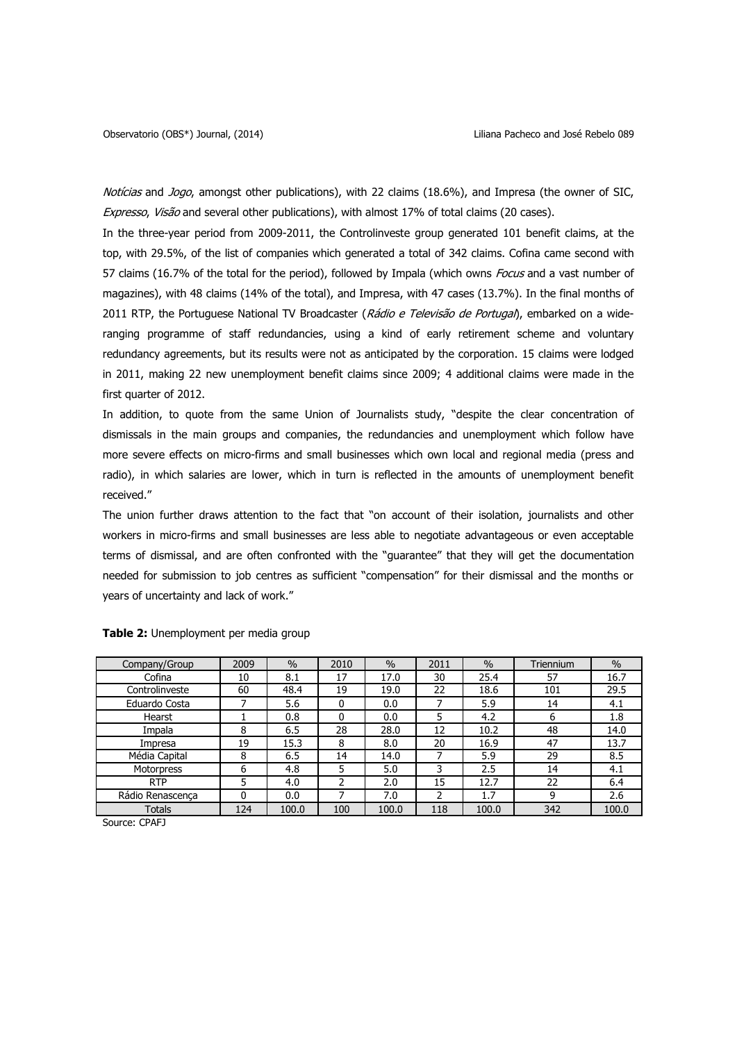*Notícias* and *Jogo*, amongst other publications), with 22 claims (18.6%), and Impresa (the owner of SIC, *Expresso*, *Visão* and several other publications), with almost 17% of total claims (20 cases).

In the three-year period from 2009-2011, the Controlinveste group generated 101 benefit claims, at the top, with 29.5%, of the list of companies which generated a total of 342 claims. Cofina came second with 57 claims (16.7% of the total for the period), followed by Impala (which owns *Focus* and a vast number of magazines), with 48 claims (14% of the total), and Impresa, with 47 cases (13.7%). In the final months of 2011 RTP, the Portuguese National TV Broadcaster (*Rádio e Televisão de Portugal*), embarked on a wide-ranging programme of staff redundancies, using a kind of early retirement scheme and voluntary redundancy agreements, but its results were not as anticipated by the corporation. 15 claims were lodged in 2011, making 22 new unemployment benefit claims since 2009; 4 additional claims were made in the first quarter of 2012.

In addition, to quote from the same Union of Journalists study, "despite the clear concentration of dismissals in the main groups and companies, the redundancies and unemployment which follow have more severe effects on micro-firms and small businesses which own local and regional media (press and radio), in which salaries are lower, which in turn is reflected in the amounts of unemployment benefit received."

The union further draws attention to the fact that "on account of their isolation, journalists and other workers in micro-firms and small businesses are less able to negotiate advantageous or even acceptable terms of dismissal, and are often confronted with the "guarantee" that they will get the documentation needed for submission to job centres as sufficient "compensation" for their dismissal and the months or years of uncertainty and lack of work."

**Table 2:** Unemployment per media group

| Company/Group | 2009 | % | 2010 | % | 2011 | % | Triennium | % |
|---|---|---|---|---|---|---|---|---|
| Cofina | 10 | 8.1 | 17 | 17.0 | 30 | 25.4 | 57 | 16.7 |
| Controlinveste | 60 | 48.4 | 19 | 19.0 | 22 | 18.6 | 101 | 29.5 |
| Eduardo Costa | 7 | 5.6 | 0 | 0.0 | 7 | 5.9 | 14 | 4.1 |
| Hearst | 1 | 0.8 | 0 | 0.0 | 5 | 4.2 | 6 | 1.8 |
| Impala | 8 | 6.5 | 28 | 28.0 | 12 | 10.2 | 48 | 14.0 |
| Impresa | 19 | 15.3 | 8 | 8.0 | 20 | 16.9 | 47 | 13.7 |
| Média Capital | 8 | 6.5 | 14 | 14.0 | 7 | 5.9 | 29 | 8.5 |
| Motorpress | 6 | 4.8 | 5 | 5.0 | 3 | 2.5 | 14 | 4.1 |
| RTP | 5 | 4.0 | 2 | 2.0 | 15 | 12.7 | 22 | 6.4 |
| Rádio Renascença | 0 | 0.0 | 7 | 7.0 | 2 | 1.7 | 9 | 2.6 |
| Totals | 124 | 100.0 | 100 | 100.0 | 118 | 100.0 | 342 | 100.0 |

Source: CPAFJ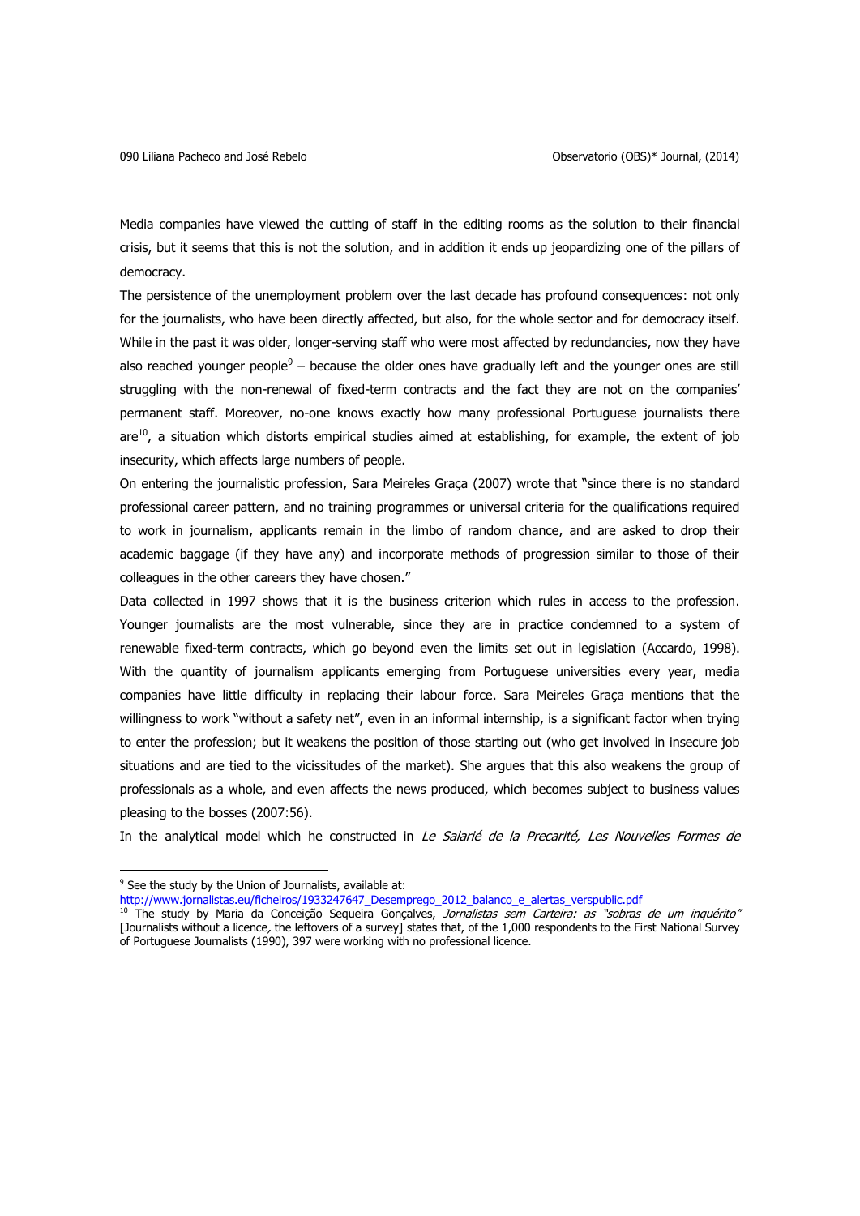Media companies have viewed the cutting of staff in the editing rooms as the solution to their financial crisis, but it seems that this is not the solution, and in addition it ends up jeopardizing one of the pillars of democracy.

The persistence of the unemployment problem over the last decade has profound consequences: not only for the journalists, who have been directly affected, but also, for the whole sector and for democracy itself. While in the past it was older, longer-serving staff who were most affected by redundancies, now they have also reached younger people[9] – because the older ones have gradually left and the younger ones are still struggling with the non-renewal of fixed-term contracts and the fact they are not on the companies' permanent staff. Moreover, no-one knows exactly how many professional Portuguese journalists there are[10], a situation which distorts empirical studies aimed at establishing, for example, the extent of job insecurity, which affects large numbers of people.

On entering the journalistic profession, Sara Meireles Graça (2007) wrote that "since there is no standard professional career pattern, and no training programmes or universal criteria for the qualifications required to work in journalism, applicants remain in the limbo of random chance, and are asked to drop their academic baggage (if they have any) and incorporate methods of progression similar to those of their colleagues in the other careers they have chosen."

Data collected in 1997 shows that it is the business criterion which rules in access to the profession. Younger journalists are the most vulnerable, since they are in practice condemned to a system of renewable fixed-term contracts, which go beyond even the limits set out in legislation (Accardo, 1998). With the quantity of journalism applicants emerging from Portuguese universities every year, media companies have little difficulty in replacing their labour force. Sara Meireles Graça mentions that the willingness to work "without a safety net", even in an informal internship, is a significant factor when trying to enter the profession; but it weakens the position of those starting out (who get involved in insecure job situations and are tied to the vicissitudes of the market). She argues that this also weakens the group of professionals as a whole, and even affects the news produced, which becomes subject to business values pleasing to the bosses (2007:56).

In the analytical model which he constructed in *Le Salarié de la Precarité, Les Nouvelles Formes de*

---

[9] See the study by the Union of Journalists, available at: http://www.jornalistas.eu/ficheiros/1933247647_Desemprego_2012_balanco_e_alertas_verspublic.pdf

[10] The study by Maria da Conceição Sequeira Gonçalves, *Jornalistas sem Carteira: as "sobras de um inquérito"* [Journalists without a licence, the leftovers of a survey] states that, of the 1,000 respondents to the First National Survey of Portuguese Journalists (1990), 397 were working with no professional licence.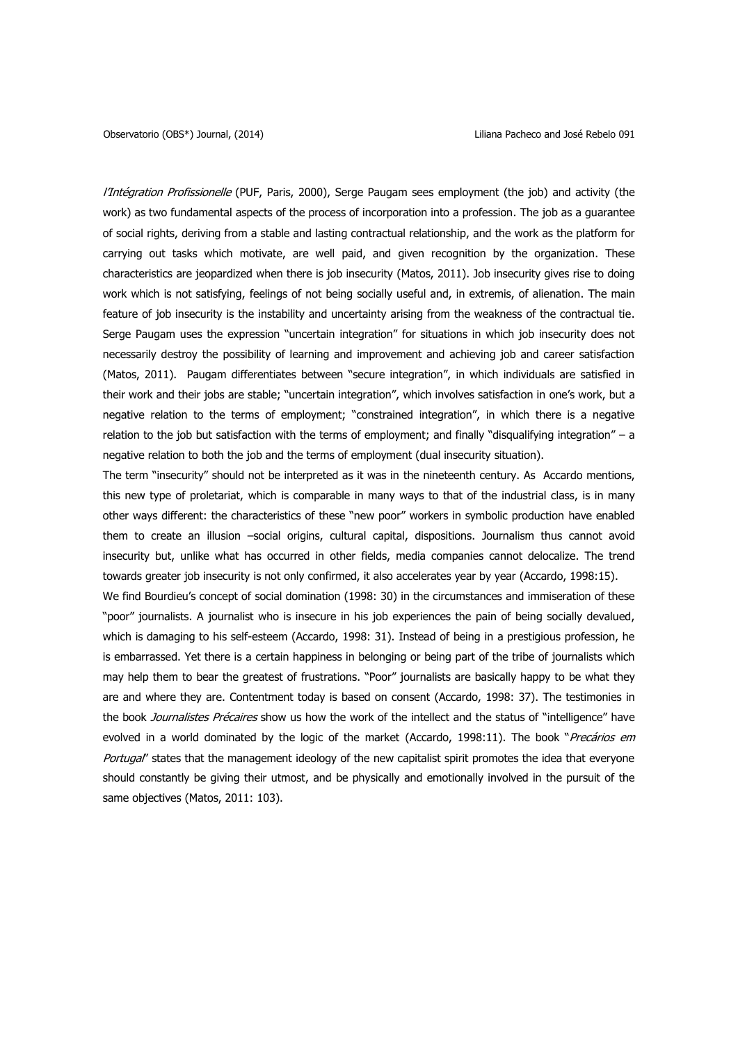*l'Intégration Profissionelle* (PUF, Paris, 2000), Serge Paugam sees employment (the job) and activity (the work) as two fundamental aspects of the process of incorporation into a profession. The job as a guarantee of social rights, deriving from a stable and lasting contractual relationship, and the work as the platform for carrying out tasks which motivate, are well paid, and given recognition by the organization. These characteristics are jeopardized when there is job insecurity (Matos, 2011). Job insecurity gives rise to doing work which is not satisfying, feelings of not being socially useful and, in extremis, of alienation. The main feature of job insecurity is the instability and uncertainty arising from the weakness of the contractual tie. Serge Paugam uses the expression "uncertain integration" for situations in which job insecurity does not necessarily destroy the possibility of learning and improvement and achieving job and career satisfaction (Matos, 2011). Paugam differentiates between "secure integration", in which individuals are satisfied in their work and their jobs are stable; "uncertain integration", which involves satisfaction in one's work, but a negative relation to the terms of employment; "constrained integration", in which there is a negative relation to the job but satisfaction with the terms of employment; and finally "disqualifying integration" – a negative relation to both the job and the terms of employment (dual insecurity situation).

The term "insecurity" should not be interpreted as it was in the nineteenth century. As Accardo mentions, this new type of proletariat, which is comparable in many ways to that of the industrial class, is in many other ways different: the characteristics of these "new poor" workers in symbolic production have enabled them to create an illusion –social origins, cultural capital, dispositions. Journalism thus cannot avoid insecurity but, unlike what has occurred in other fields, media companies cannot delocalize. The trend towards greater job insecurity is not only confirmed, it also accelerates year by year (Accardo, 1998:15).

We find Bourdieu's concept of social domination (1998: 30) in the circumstances and immiseration of these "poor" journalists. A journalist who is insecure in his job experiences the pain of being socially devalued, which is damaging to his self-esteem (Accardo, 1998: 31). Instead of being in a prestigious profession, he is embarrassed. Yet there is a certain happiness in belonging or being part of the tribe of journalists which may help them to bear the greatest of frustrations. "Poor" journalists are basically happy to be what they are and where they are. Contentment today is based on consent (Accardo, 1998: 37). The testimonies in the book *Journalistes Précaires* show us how the work of the intellect and the status of "intelligence" have evolved in a world dominated by the logic of the market (Accardo, 1998:11). The book "*Precários em Portugal*" states that the management ideology of the new capitalist spirit promotes the idea that everyone should constantly be giving their utmost, and be physically and emotionally involved in the pursuit of the same objectives (Matos, 2011: 103).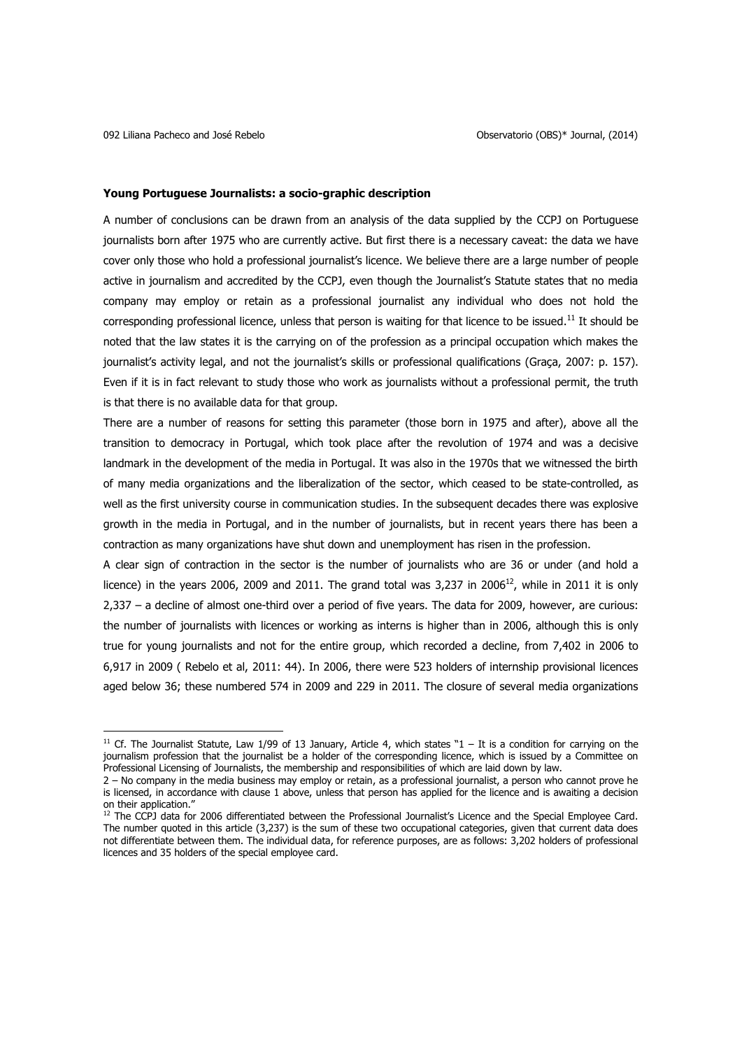**Young Portuguese Journalists: a socio-graphic description**

A number of conclusions can be drawn from an analysis of the data supplied by the CCPJ on Portuguese journalists born after 1975 who are currently active. But first there is a necessary caveat: the data we have cover only those who hold a professional journalist's licence. We believe there are a large number of people active in journalism and accredited by the CCPJ, even though the Journalist's Statute states that no media company may employ or retain as a professional journalist any individual who does not hold the corresponding professional licence, unless that person is waiting for that licence to be issued.[11] It should be noted that the law states it is the carrying on of the profession as a principal occupation which makes the journalist's activity legal, and not the journalist's skills or professional qualifications (Graça, 2007: p. 157). Even if it is in fact relevant to study those who work as journalists without a professional permit, the truth is that there is no available data for that group.

There are a number of reasons for setting this parameter (those born in 1975 and after), above all the transition to democracy in Portugal, which took place after the revolution of 1974 and was a decisive landmark in the development of the media in Portugal. It was also in the 1970s that we witnessed the birth of many media organizations and the liberalization of the sector, which ceased to be state-controlled, as well as the first university course in communication studies. In the subsequent decades there was explosive growth in the media in Portugal, and in the number of journalists, but in recent years there has been a contraction as many organizations have shut down and unemployment has risen in the profession.

A clear sign of contraction in the sector is the number of journalists who are 36 or under (and hold a licence) in the years 2006, 2009 and 2011. The grand total was 3,237 in 2006[12], while in 2011 it is only 2,337 – a decline of almost one-third over a period of five years. The data for 2009, however, are curious: the number of journalists with licences or working as interns is higher than in 2006, although this is only true for young journalists and not for the entire group, which recorded a decline, from 7,402 in 2006 to 6,917 in 2009 ( Rebelo et al, 2011: 44). In 2006, there were 523 holders of internship provisional licences aged below 36; these numbered 574 in 2009 and 229 in 2011. The closure of several media organizations

---

[11] Cf. The Journalist Statute, Law 1/99 of 13 January, Article 4, which states "1 – It is a condition for carrying on the journalism profession that the journalist be a holder of the corresponding licence, which is issued by a Committee on Professional Licensing of Journalists, the membership and responsibilities of which are laid down by law.

2 – No company in the media business may employ or retain, as a professional journalist, a person who cannot prove he is licensed, in accordance with clause 1 above, unless that person has applied for the licence and is awaiting a decision on their application."

[12] The CCPJ data for 2006 differentiated between the Professional Journalist's Licence and the Special Employee Card. The number quoted in this article (3,237) is the sum of these two occupational categories, given that current data does not differentiate between them. The individual data, for reference purposes, are as follows: 3,202 holders of professional licences and 35 holders of the special employee card.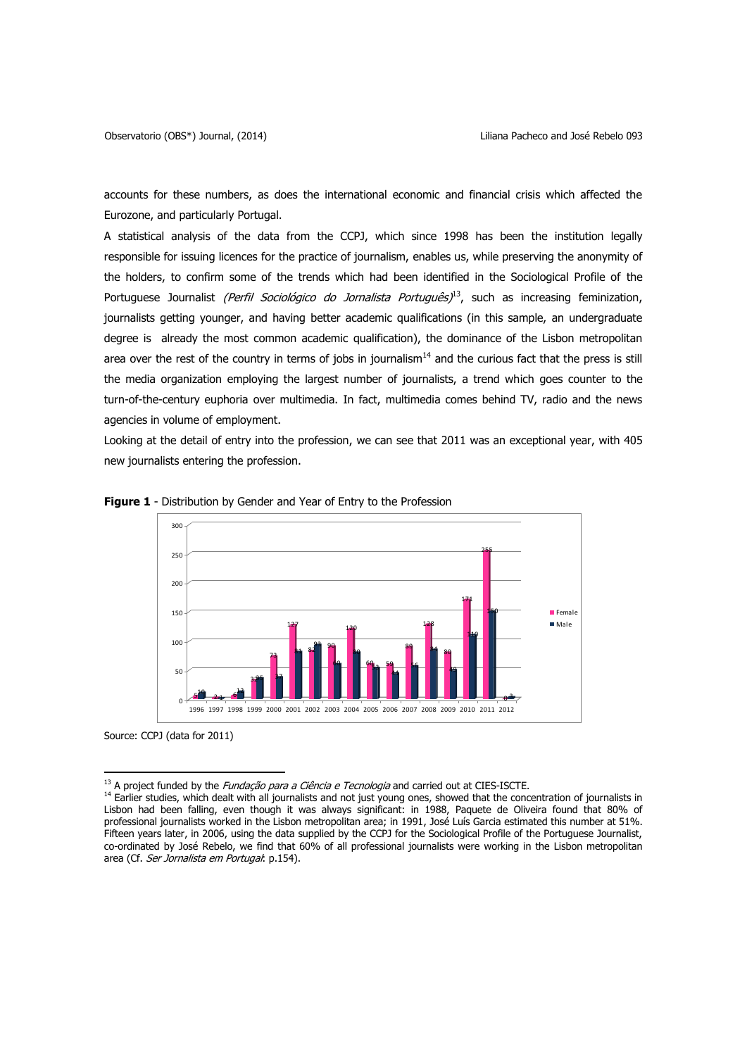accounts for these numbers, as does the international economic and financial crisis which affected the Eurozone, and particularly Portugal.

A statistical analysis of the data from the CCPJ, which since 1998 has been the institution legally responsible for issuing licences for the practice of journalism, enables us, while preserving the anonymity of the holders, to confirm some of the trends which had been identified in the Sociological Profile of the Portuguese Journalist *(Perfil Sociológico do Jornalista Português)*[13], such as increasing feminization, journalists getting younger, and having better academic qualifications (in this sample, an undergraduate degree is already the most common academic qualification), the dominance of the Lisbon metropolitan area over the rest of the country in terms of jobs in journalism[14] and the curious fact that the press is still the media organization employing the largest number of journalists, a trend which goes counter to the turn-of-the-century euphoria over multimedia. In fact, multimedia comes behind TV, radio and the news agencies in volume of employment.

Looking at the detail of entry into the profession, we can see that 2011 was an exceptional year, with 405 new journalists entering the profession.

**Figure 1** - Distribution by Gender and Year of Entry to the Profession

Source: CCPJ (data for 2011)

---

[13] A project funded by the *Fundação para a Ciência e Tecnologia* and carried out at CIES-ISCTE.

[14] Earlier studies, which dealt with all journalists and not just young ones, showed that the concentration of journalists in Lisbon had been falling, even though it was always significant: in 1988, Paquete de Oliveira found that 80% of professional journalists worked in the Lisbon metropolitan area; in 1991, José Luís Garcia estimated this number at 51%. Fifteen years later, in 2006, using the data supplied by the CCPJ for the Sociological Profile of the Portuguese Journalist, co-ordinated by José Rebelo, we find that 60% of all professional journalists were working in the Lisbon metropolitan area (Cf. *Ser Jornalista em Portugal*: p.154).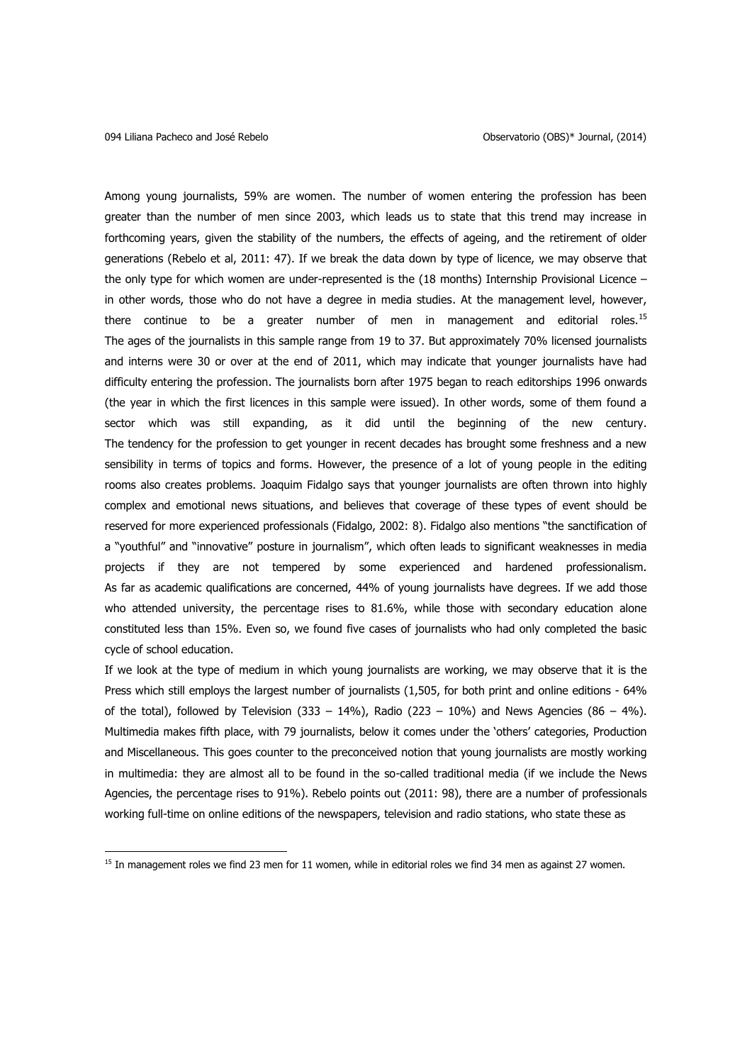Among young journalists, 59% are women. The number of women entering the profession has been greater than the number of men since 2003, which leads us to state that this trend may increase in forthcoming years, given the stability of the numbers, the effects of ageing, and the retirement of older generations (Rebelo et al, 2011: 47). If we break the data down by type of licence, we may observe that the only type for which women are under-represented is the (18 months) Internship Provisional Licence – in other words, those who do not have a degree in media studies. At the management level, however, there continue to be a greater number of men in management and editorial roles.[15] The ages of the journalists in this sample range from 19 to 37. But approximately 70% licensed journalists and interns were 30 or over at the end of 2011, which may indicate that younger journalists have had difficulty entering the profession. The journalists born after 1975 began to reach editorships 1996 onwards (the year in which the first licences in this sample were issued). In other words, some of them found a sector which was still expanding, as it did until the beginning of the new century. The tendency for the profession to get younger in recent decades has brought some freshness and a new sensibility in terms of topics and forms. However, the presence of a lot of young people in the editing rooms also creates problems. Joaquim Fidalgo says that younger journalists are often thrown into highly complex and emotional news situations, and believes that coverage of these types of event should be reserved for more experienced professionals (Fidalgo, 2002: 8). Fidalgo also mentions "the sanctification of a "youthful" and "innovative" posture in journalism", which often leads to significant weaknesses in media projects if they are not tempered by some experienced and hardened professionalism. As far as academic qualifications are concerned, 44% of young journalists have degrees. If we add those who attended university, the percentage rises to 81.6%, while those with secondary education alone constituted less than 15%. Even so, we found five cases of journalists who had only completed the basic cycle of school education.

If we look at the type of medium in which young journalists are working, we may observe that it is the Press which still employs the largest number of journalists (1,505, for both print and online editions - 64% of the total), followed by Television (333 – 14%), Radio (223 – 10%) and News Agencies (86 – 4%). Multimedia makes fifth place, with 79 journalists, below it comes under the 'others' categories, Production and Miscellaneous. This goes counter to the preconceived notion that young journalists are mostly working in multimedia: they are almost all to be found in the so-called traditional media (if we include the News Agencies, the percentage rises to 91%). Rebelo points out (2011: 98), there are a number of professionals working full-time on online editions of the newspapers, television and radio stations, who state these as

[15] In management roles we find 23 men for 11 women, while in editorial roles we find 34 men as against 27 women.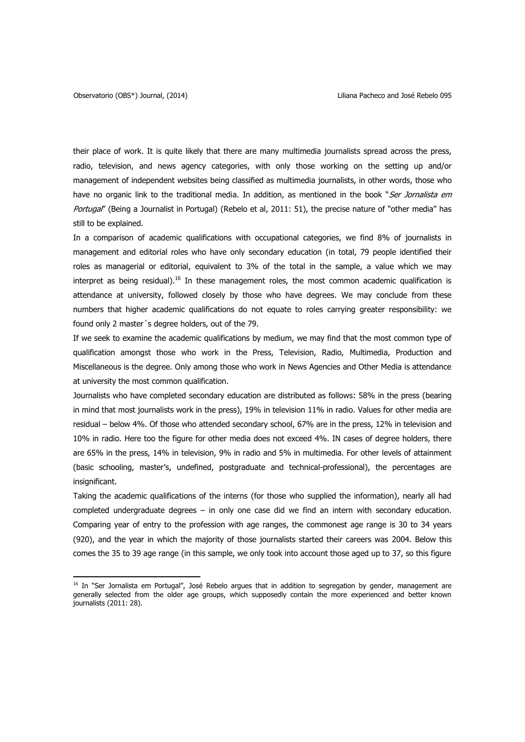their place of work. It is quite likely that there are many multimedia journalists spread across the press, radio, television, and news agency categories, with only those working on the setting up and/or management of independent websites being classified as multimedia journalists, in other words, those who have no organic link to the traditional media. In addition, as mentioned in the book "*Ser Jornalista em Portugal*" (Being a Journalist in Portugal) (Rebelo et al, 2011: 51), the precise nature of "other media" has still to be explained.

In a comparison of academic qualifications with occupational categories, we find 8% of journalists in management and editorial roles who have only secondary education (in total, 79 people identified their roles as managerial or editorial, equivalent to 3% of the total in the sample, a value which we may interpret as being residual).[16] In these management roles, the most common academic qualification is attendance at university, followed closely by those who have degrees. We may conclude from these numbers that higher academic qualifications do not equate to roles carrying greater responsibility: we found only 2 master´s degree holders, out of the 79.

If we seek to examine the academic qualifications by medium, we may find that the most common type of qualification amongst those who work in the Press, Television, Radio, Multimedia, Production and Miscellaneous is the degree. Only among those who work in News Agencies and Other Media is attendance at university the most common qualification.

Journalists who have completed secondary education are distributed as follows: 58% in the press (bearing in mind that most journalists work in the press), 19% in television 11% in radio. Values for other media are residual – below 4%. Of those who attended secondary school, 67% are in the press, 12% in television and 10% in radio. Here too the figure for other media does not exceed 4%. IN cases of degree holders, there are 65% in the press, 14% in television, 9% in radio and 5% in multimedia. For other levels of attainment (basic schooling, master's, undefined, postgraduate and technical-professional), the percentages are insignificant.

Taking the academic qualifications of the interns (for those who supplied the information), nearly all had completed undergraduate degrees – in only one case did we find an intern with secondary education. Comparing year of entry to the profession with age ranges, the commonest age range is 30 to 34 years (920), and the year in which the majority of those journalists started their careers was 2004. Below this comes the 35 to 39 age range (in this sample, we only took into account those aged up to 37, so this figure

[16] In "Ser Jornalista em Portugal", José Rebelo argues that in addition to segregation by gender, management are generally selected from the older age groups, which supposedly contain the more experienced and better known journalists (2011: 28).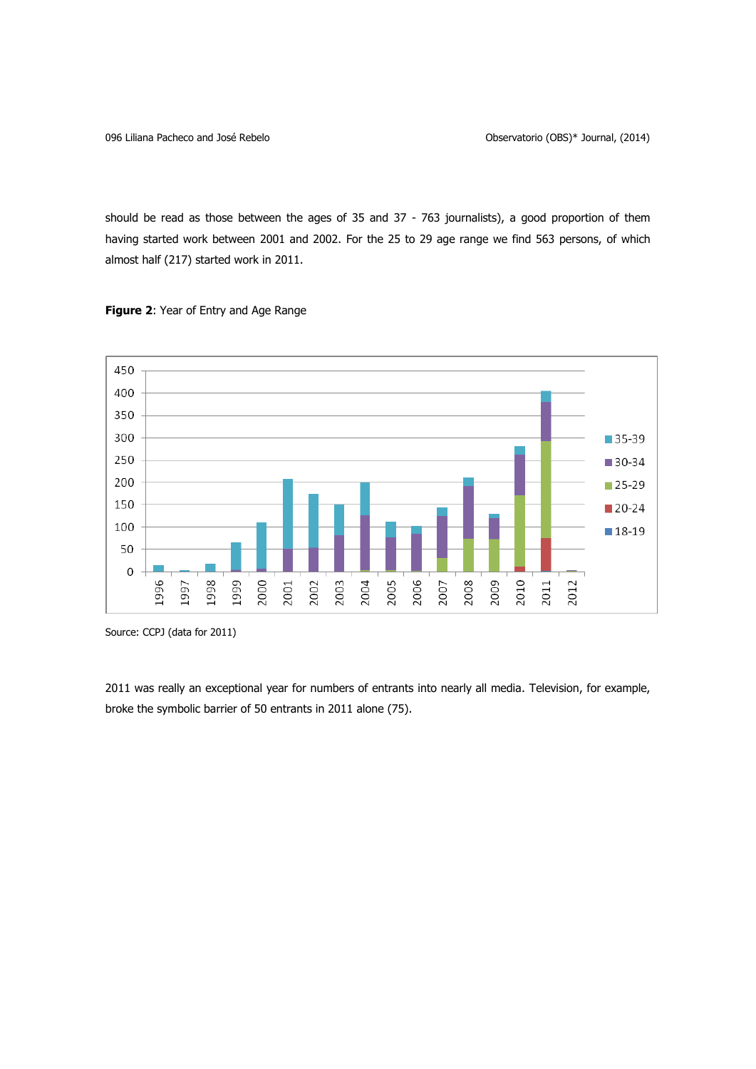should be read as those between the ages of 35 and 37 - 763 journalists), a good proportion of them having started work between 2001 and 2002. For the 25 to 29 age range we find 563 persons, of which almost half (217) started work in 2011.

**Figure 2**: Year of Entry and Age Range

Source: CCPJ (data for 2011)

2011 was really an exceptional year for numbers of entrants into nearly all media. Television, for example, broke the symbolic barrier of 50 entrants in 2011 alone (75).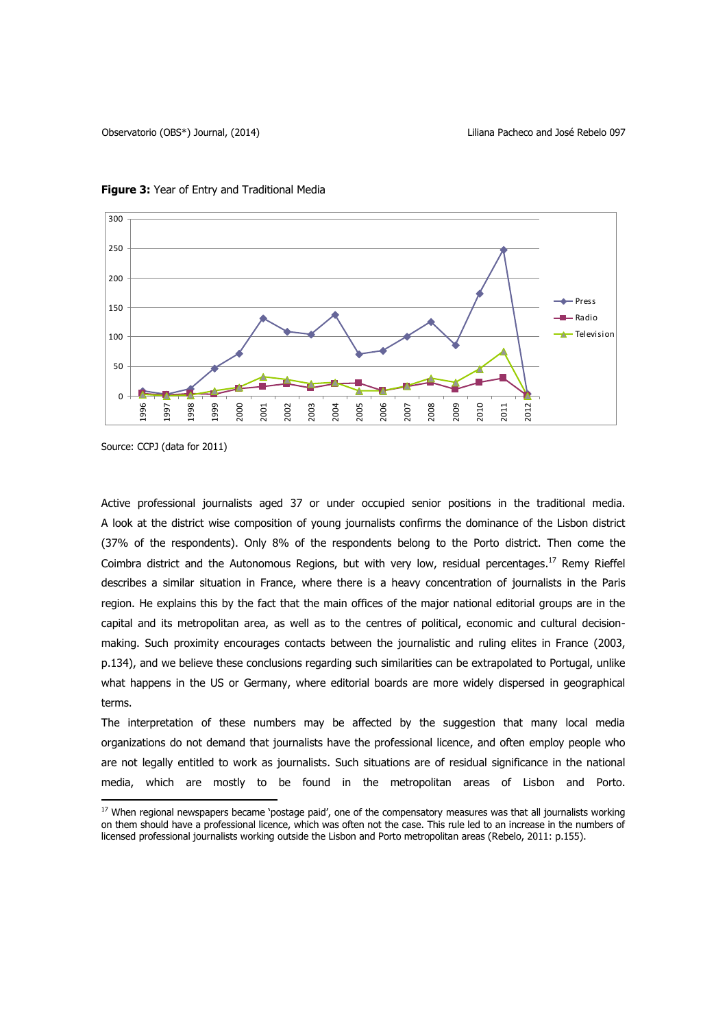**Figure 3:** Year of Entry and Traditional Media

Source: CCPJ (data for 2011)

Active professional journalists aged 37 or under occupied senior positions in the traditional media. A look at the district wise composition of young journalists confirms the dominance of the Lisbon district (37% of the respondents). Only 8% of the respondents belong to the Porto district. Then come the Coimbra district and the Autonomous Regions, but with very low, residual percentages.[17] Remy Rieffel describes a similar situation in France, where there is a heavy concentration of journalists in the Paris region. He explains this by the fact that the main offices of the major national editorial groups are in the capital and its metropolitan area, as well as to the centres of political, economic and cultural decision-making. Such proximity encourages contacts between the journalistic and ruling elites in France (2003, p.134), and we believe these conclusions regarding such similarities can be extrapolated to Portugal, unlike what happens in the US or Germany, where editorial boards are more widely dispersed in geographical terms.

The interpretation of these numbers may be affected by the suggestion that many local media organizations do not demand that journalists have the professional licence, and often employ people who are not legally entitled to work as journalists. Such situations are of residual significance in the national media, which are mostly to be found in the metropolitan areas of Lisbon and Porto.

[17] When regional newspapers became 'postage paid', one of the compensatory measures was that all journalists working on them should have a professional licence, which was often not the case. This rule led to an increase in the numbers of licensed professional journalists working outside the Lisbon and Porto metropolitan areas (Rebelo, 2011: p.155).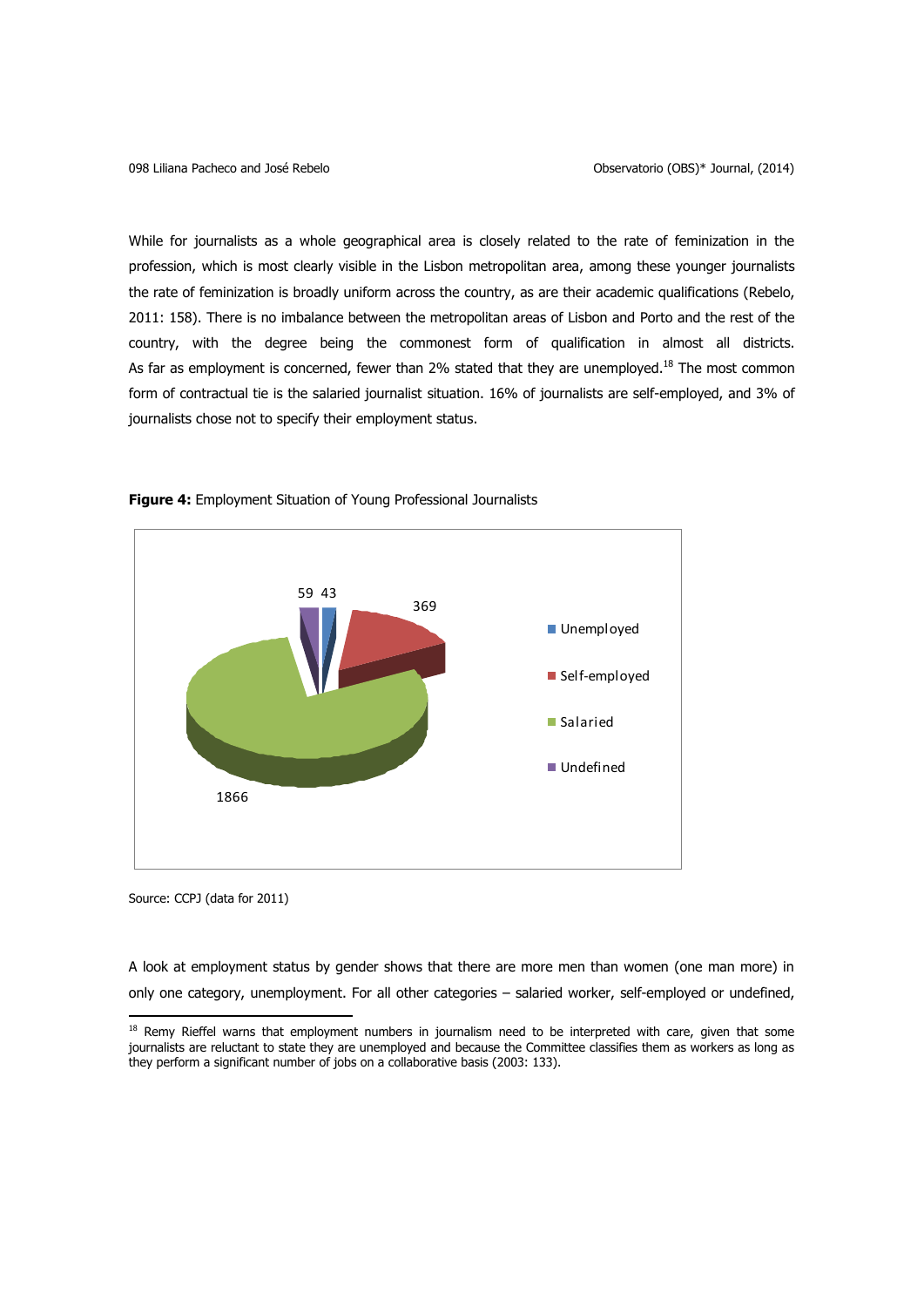While for journalists as a whole geographical area is closely related to the rate of feminization in the profession, which is most clearly visible in the Lisbon metropolitan area, among these younger journalists the rate of feminization is broadly uniform across the country, as are their academic qualifications (Rebelo, 2011: 158). There is no imbalance between the metropolitan areas of Lisbon and Porto and the rest of the country, with the degree being the commonest form of qualification in almost all districts. As far as employment is concerned, fewer than 2% stated that they are unemployed.[18] The most common form of contractual tie is the salaried journalist situation. 16% of journalists are self-employed, and 3% of journalists chose not to specify their employment status.

**Figure 4:** Employment Situation of Young Professional Journalists

| Employment situation | Number |
| --- | --- |
| Unemployed | 43 |
| Self-employed | 369 |
| Salaried | 1866 |
| Undefined | 59 |

Source: CCPJ (data for 2011)

A look at employment status by gender shows that there are more men than women (one man more) in only one category, unemployment. For all other categories – salaried worker, self-employed or undefined,

[18] Remy Rieffel warns that employment numbers in journalism need to be interpreted with care, given that some journalists are reluctant to state they are unemployed and because the Committee classifies them as workers as long as they perform a significant number of jobs on a collaborative basis (2003: 133).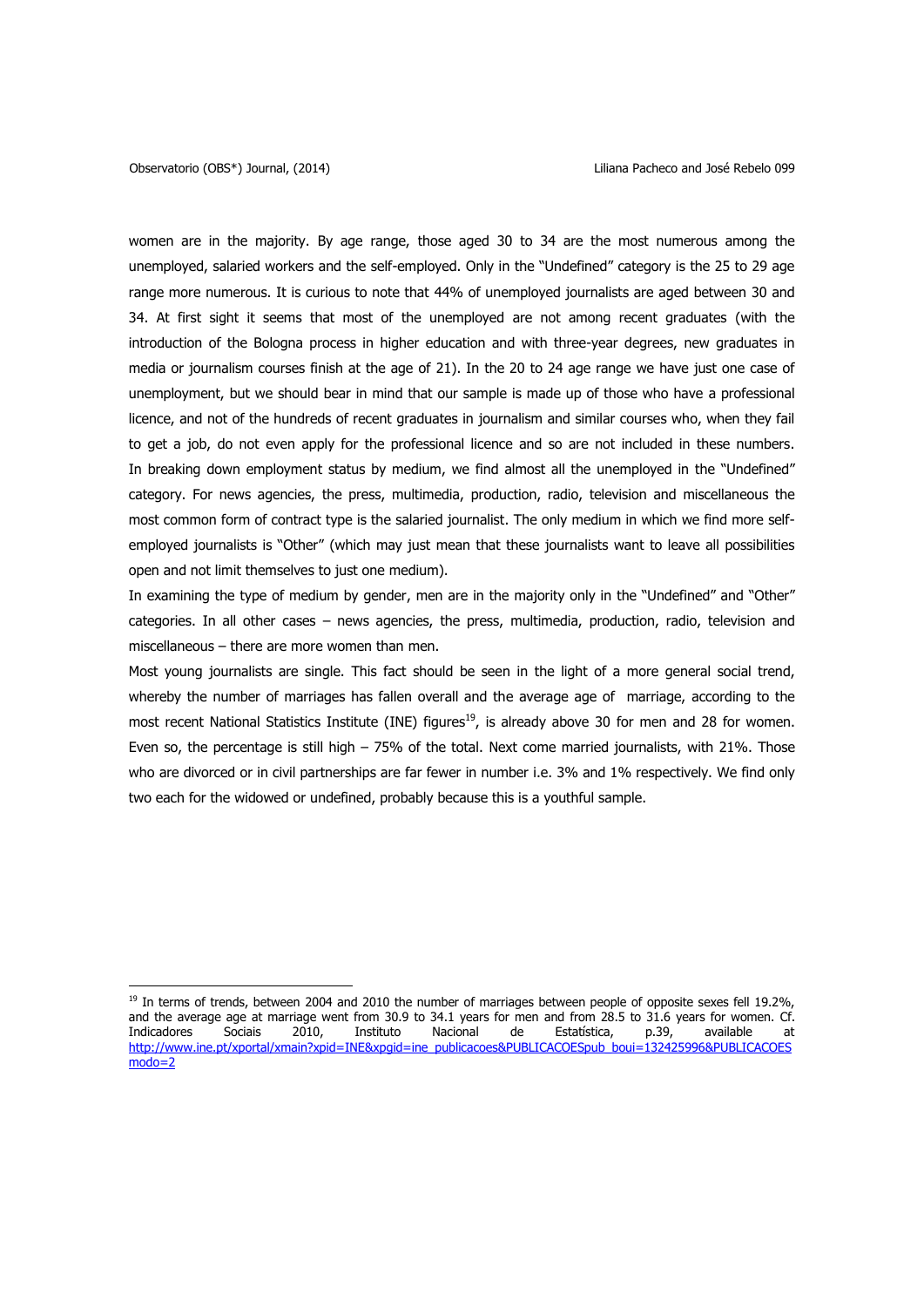women are in the majority. By age range, those aged 30 to 34 are the most numerous among the unemployed, salaried workers and the self-employed. Only in the "Undefined" category is the 25 to 29 age range more numerous. It is curious to note that 44% of unemployed journalists are aged between 30 and 34. At first sight it seems that most of the unemployed are not among recent graduates (with the introduction of the Bologna process in higher education and with three-year degrees, new graduates in media or journalism courses finish at the age of 21). In the 20 to 24 age range we have just one case of unemployment, but we should bear in mind that our sample is made up of those who have a professional licence, and not of the hundreds of recent graduates in journalism and similar courses who, when they fail to get a job, do not even apply for the professional licence and so are not included in these numbers. In breaking down employment status by medium, we find almost all the unemployed in the "Undefined" category. For news agencies, the press, multimedia, production, radio, television and miscellaneous the most common form of contract type is the salaried journalist. The only medium in which we find more self-employed journalists is "Other" (which may just mean that these journalists want to leave all possibilities open and not limit themselves to just one medium).

In examining the type of medium by gender, men are in the majority only in the "Undefined" and "Other" categories. In all other cases – news agencies, the press, multimedia, production, radio, television and miscellaneous – there are more women than men.

Most young journalists are single. This fact should be seen in the light of a more general social trend, whereby the number of marriages has fallen overall and the average age of marriage, according to the most recent National Statistics Institute (INE) figures[19], is already above 30 for men and 28 for women. Even so, the percentage is still high – 75% of the total. Next come married journalists, with 21%. Those who are divorced or in civil partnerships are far fewer in number i.e. 3% and 1% respectively. We find only two each for the widowed or undefined, probably because this is a youthful sample.

---

[19] In terms of trends, between 2004 and 2010 the number of marriages between people of opposite sexes fell 19.2%, and the average age at marriage went from 30.9 to 34.1 years for men and from 28.5 to 31.6 years for women. Cf. Indicadores Sociais 2010, Instituto Nacional de Estatística, p.39, available at http://www.ine.pt/xportal/xmain?xpid=INE&xpgid=ine_publicacoes&PUBLICACOESpub_boui=132425996&PUBLICACOESmodo=2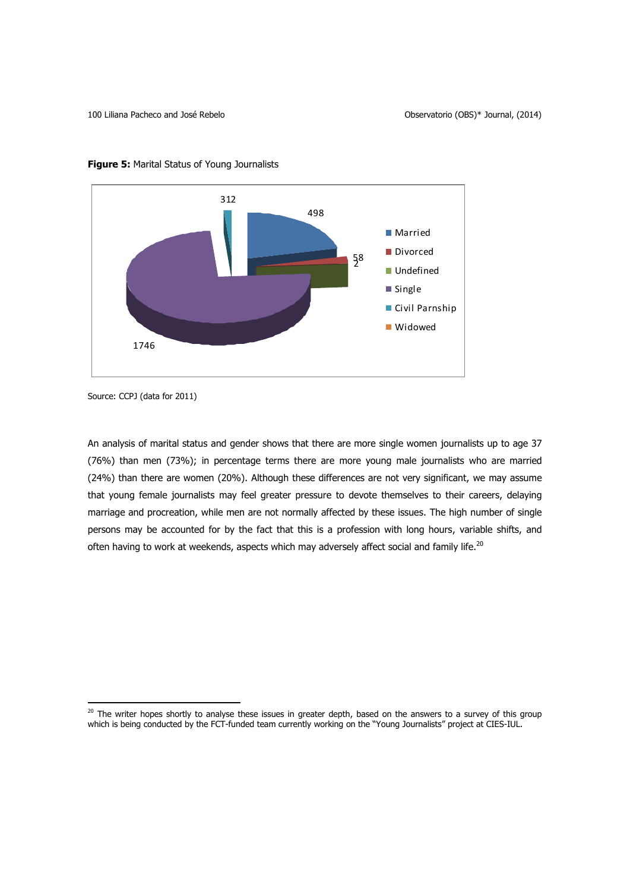**Figure 5:** Marital Status of Young Journalists

312

498

58

2

1746

- Married
- Divorced
- Undefined
- Single
- Civil Parnship
- Widowed

Source: CCPJ (data for 2011)

An analysis of marital status and gender shows that there are more single women journalists up to age 37 (76%) than men (73%); in percentage terms there are more young male journalists who are married (24%) than there are women (20%). Although these differences are not very significant, we may assume that young female journalists may feel greater pressure to devote themselves to their careers, delaying marriage and procreation, while men are not normally affected by these issues. The high number of single persons may be accounted for by the fact that this is a profession with long hours, variable shifts, and often having to work at weekends, aspects which may adversely affect social and family life.[20]

[20] The writer hopes shortly to analyse these issues in greater depth, based on the answers to a survey of this group which is being conducted by the FCT-funded team currently working on the "Young Journalists" project at CIES-IUL.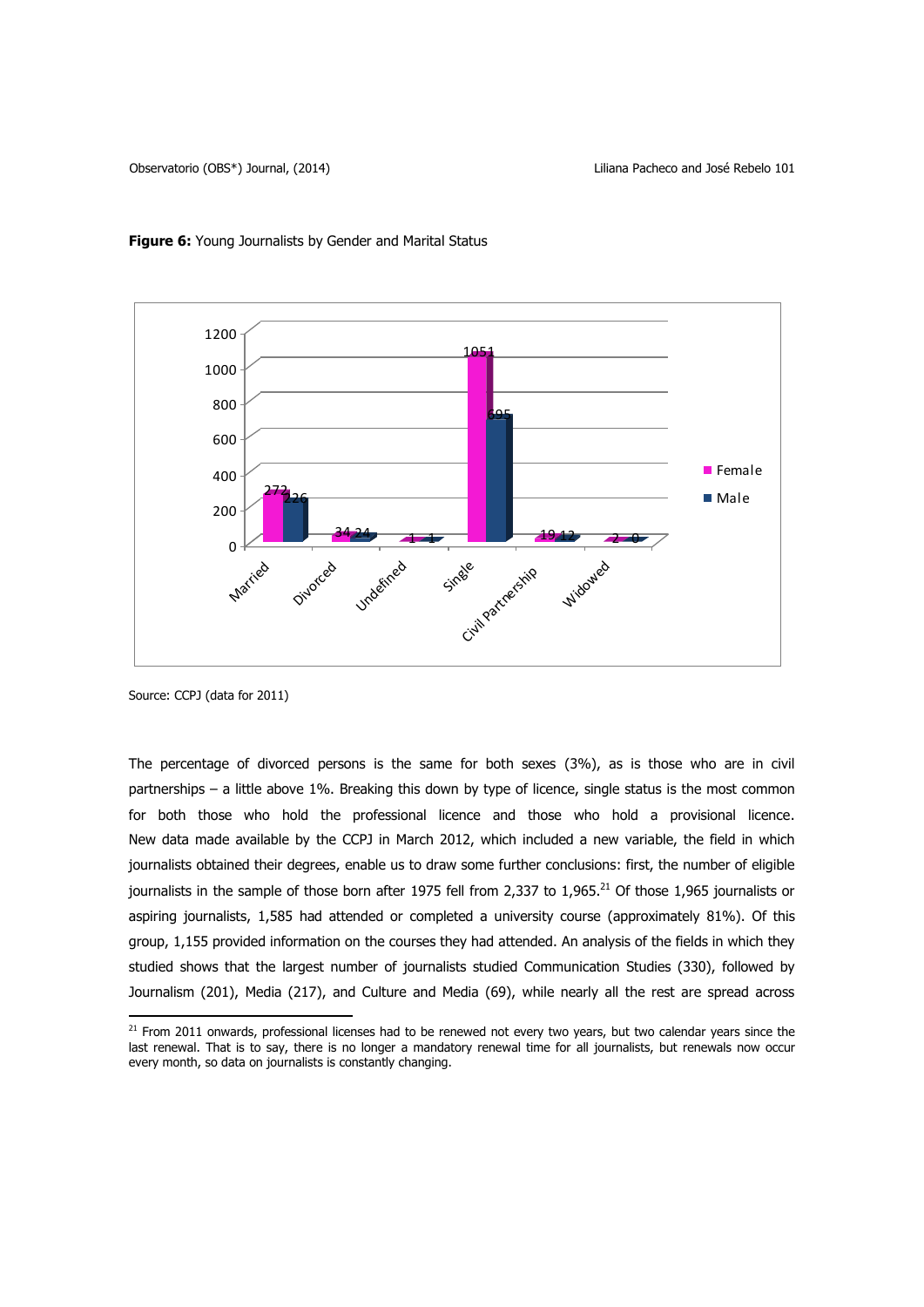**Figure 6:** Young Journalists by Gender and Marital Status

| | Female | Male |
|---|---|---|
| Married | 272 | 226 |
| Divorced | 34 | 24 |
| Undefined | 1 | 1 |
| Single | 1051 | 695 |
| Civil Partnership | 19 | 12 |
| Widowed | 2 | 0 |

Source: CCPJ (data for 2011)

The percentage of divorced persons is the same for both sexes (3%), as is those who are in civil partnerships – a little above 1%. Breaking this down by type of licence, single status is the most common for both those who hold the professional licence and those who hold a provisional licence. New data made available by the CCPJ in March 2012, which included a new variable, the field in which journalists obtained their degrees, enable us to draw some further conclusions: first, the number of eligible journalists in the sample of those born after 1975 fell from 2,337 to 1,965.[21] Of those 1,965 journalists or aspiring journalists, 1,585 had attended or completed a university course (approximately 81%). Of this group, 1,155 provided information on the courses they had attended. An analysis of the fields in which they studied shows that the largest number of journalists studied Communication Studies (330), followed by Journalism (201), Media (217), and Culture and Media (69), while nearly all the rest are spread across

[21] From 2011 onwards, professional licenses had to be renewed not every two years, but two calendar years since the last renewal. That is to say, there is no longer a mandatory renewal time for all journalists, but renewals now occur every month, so data on journalists is constantly changing.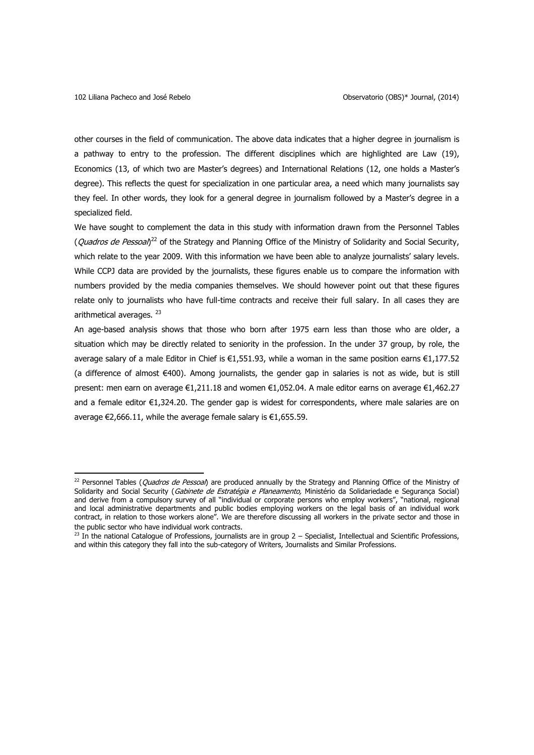other courses in the field of communication. The above data indicates that a higher degree in journalism is a pathway to entry to the profession. The different disciplines which are highlighted are Law (19), Economics (13, of which two are Master's degrees) and International Relations (12, one holds a Master's degree). This reflects the quest for specialization in one particular area, a need which many journalists say they feel. In other words, they look for a general degree in journalism followed by a Master's degree in a specialized field.

We have sought to complement the data in this study with information drawn from the Personnel Tables (*Quadros de Pessoal*)[22] of the Strategy and Planning Office of the Ministry of Solidarity and Social Security, which relate to the year 2009. With this information we have been able to analyze journalists' salary levels. While CCPJ data are provided by the journalists, these figures enable us to compare the information with numbers provided by the media companies themselves. We should however point out that these figures relate only to journalists who have full-time contracts and receive their full salary. In all cases they are arithmetical averages. [23]

An age-based analysis shows that those who born after 1975 earn less than those who are older, a situation which may be directly related to seniority in the profession. In the under 37 group, by role, the average salary of a male Editor in Chief is €1,551.93, while a woman in the same position earns €1,177.52 (a difference of almost €400). Among journalists, the gender gap in salaries is not as wide, but is still present: men earn on average €1,211.18 and women €1,052.04. A male editor earns on average €1,462.27 and a female editor €1,324.20. The gender gap is widest for correspondents, where male salaries are on average €2,666.11, while the average female salary is €1,655.59.

---

[22] Personnel Tables (*Quadros de Pessoal*) are produced annually by the Strategy and Planning Office of the Ministry of Solidarity and Social Security (*Gabinete de Estratégia e Planeamento,* Ministério da Solidariedade e Segurança Social) and derive from a compulsory survey of all "individual or corporate persons who employ workers", "national, regional and local administrative departments and public bodies employing workers on the legal basis of an individual work contract, in relation to those workers alone". We are therefore discussing all workers in the private sector and those in the public sector who have individual work contracts.

[23] In the national Catalogue of Professions, journalists are in group 2 – Specialist, Intellectual and Scientific Professions, and within this category they fall into the sub-category of Writers, Journalists and Similar Professions.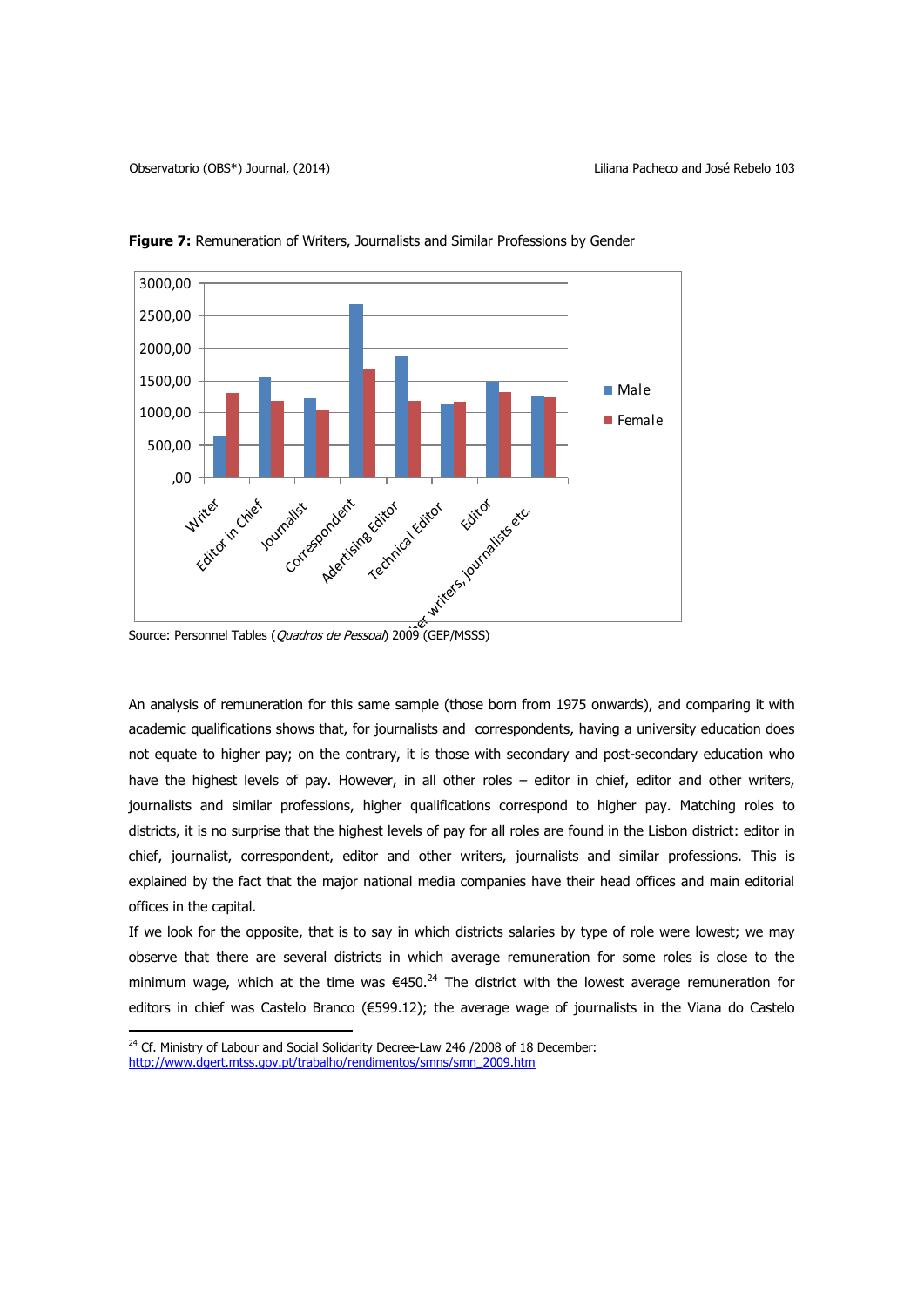**Figure 7:** Remuneration of Writers, Journalists and Similar Professions by Gender

Source: Personnel Tables (*Quadros de Pessoal*) 2009 (GEP/MSSS)

An analysis of remuneration for this same sample (those born from 1975 onwards), and comparing it with academic qualifications shows that, for journalists and correspondents, having a university education does not equate to higher pay; on the contrary, it is those with secondary and post-secondary education who have the highest levels of pay. However, in all other roles – editor in chief, editor and other writers, journalists and similar professions, higher qualifications correspond to higher pay. Matching roles to districts, it is no surprise that the highest levels of pay for all roles are found in the Lisbon district: editor in chief, journalist, correspondent, editor and other writers, journalists and similar professions. This is explained by the fact that the major national media companies have their head offices and main editorial offices in the capital.

If we look for the opposite, that is to say in which districts salaries by type of role were lowest; we may observe that there are several districts in which average remuneration for some roles is close to the minimum wage, which at the time was €450.[24] The district with the lowest average remuneration for editors in chief was Castelo Branco (€599.12); the average wage of journalists in the Viana do Castelo

[24] Cf. Ministry of Labour and Social Solidarity Decree-Law 246 /2008 of 18 December: http://www.dgert.mtss.gov.pt/trabalho/rendimentos/smns/smn_2009.htm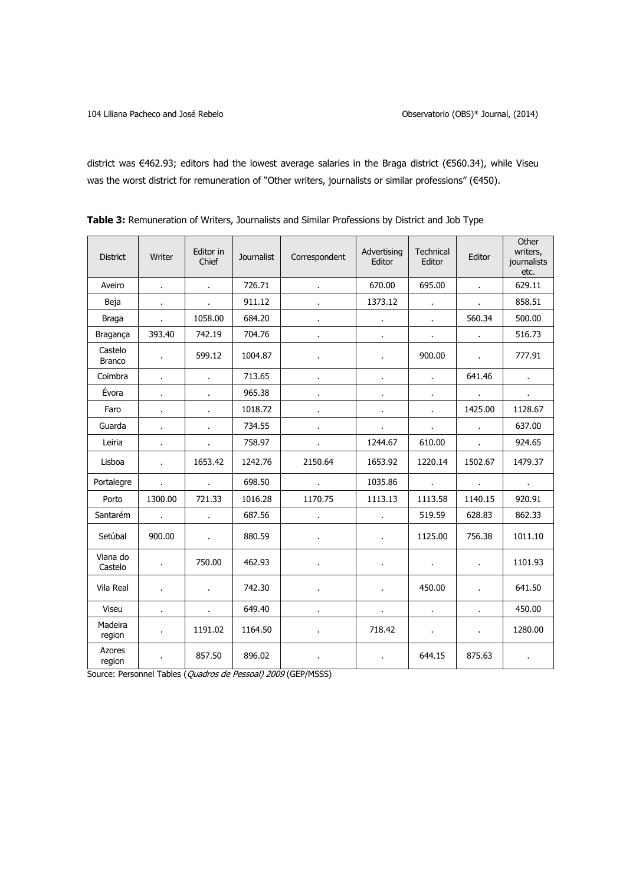district was €462.93; editors had the lowest average salaries in the Braga district (€560.34), while Viseu was the worst district for remuneration of "Other writers, journalists or similar professions" (€450).

**Table 3:** Remuneration of Writers, Journalists and Similar Professions by District and Job Type

| District | Writer | Editor in Chief | Journalist | Correspondent | Advertising Editor | Technical Editor | Editor | Other writers, journalists etc. |
|---|---|---|---|---|---|---|---|---|
| Aveiro | . | . | 726.71 | . | 670.00 | 695.00 | . | 629.11 |
| Beja | . | . | 911.12 | . | 1373.12 | . | . | 858.51 |
| Braga | . | 1058.00 | 684.20 | . | . | . | 560.34 | 500.00 |
| Bragança | 393.40 | 742.19 | 704.76 | . | . | . | . | 516.73 |
| Castelo Branco | . | 599.12 | 1004.87 | . | . | 900.00 | . | 777.91 |
| Coimbra | . | . | 713.65 | . | . | . | 641.46 | . |
| Évora | . | . | 965.38 | . | . | . | . | . |
| Faro | . | . | 1018.72 | . | . | . | 1425.00 | 1128.67 |
| Guarda | . | . | 734.55 | . | . | . | . | 637.00 |
| Leiria | . | . | 758.97 | . | 1244.67 | 610.00 | . | 924.65 |
| Lisboa | . | 1653.42 | 1242.76 | 2150.64 | 1653.92 | 1220.14 | 1502.67 | 1479.37 |
| Portalegre | . | . | 698.50 | . | 1035.86 | . | . | . |
| Porto | 1300.00 | 721.33 | 1016.28 | 1170.75 | 1113.13 | 1113.58 | 1140.15 | 920.91 |
| Santarém | . | . | 687.56 | . | . | 519.59 | 628.83 | 862.33 |
| Setúbal | 900.00 | . | 880.59 | . | . | 1125.00 | 756.38 | 1011.10 |
| Viana do Castelo | . | 750.00 | 462.93 | . | . | . | . | 1101.93 |
| Vila Real | . | . | 742.30 | . | . | 450.00 | . | 641.50 |
| Viseu | . | . | 649.40 | . | . | . | . | 450.00 |
| Madeira region | . | 1191.02 | 1164.50 | . | 718.42 | . | . | 1280.00 |
| Azores region | . | 857.50 | 896.02 | . | . | 644.15 | 875.63 | . |

Source: Personnel Tables (*Quadros de Pessoal) 2009* (GEP/MSSS)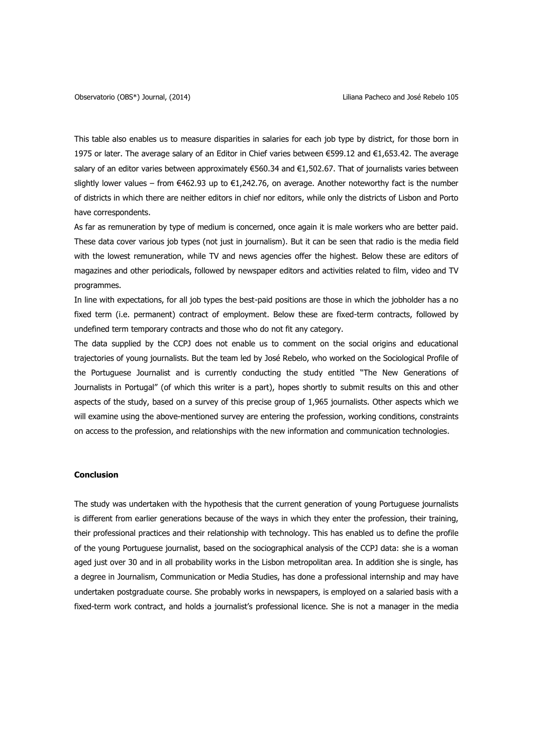This table also enables us to measure disparities in salaries for each job type by district, for those born in 1975 or later. The average salary of an Editor in Chief varies between €599.12 and €1,653.42. The average salary of an editor varies between approximately €560.34 and €1,502.67. That of journalists varies between slightly lower values – from €462.93 up to €1,242.76, on average. Another noteworthy fact is the number of districts in which there are neither editors in chief nor editors, while only the districts of Lisbon and Porto have correspondents.

As far as remuneration by type of medium is concerned, once again it is male workers who are better paid. These data cover various job types (not just in journalism). But it can be seen that radio is the media field with the lowest remuneration, while TV and news agencies offer the highest. Below these are editors of magazines and other periodicals, followed by newspaper editors and activities related to film, video and TV programmes.

In line with expectations, for all job types the best-paid positions are those in which the jobholder has a no fixed term (i.e. permanent) contract of employment. Below these are fixed-term contracts, followed by undefined term temporary contracts and those who do not fit any category.

The data supplied by the CCPJ does not enable us to comment on the social origins and educational trajectories of young journalists. But the team led by José Rebelo, who worked on the Sociological Profile of the Portuguese Journalist and is currently conducting the study entitled "The New Generations of Journalists in Portugal" (of which this writer is a part), hopes shortly to submit results on this and other aspects of the study, based on a survey of this precise group of 1,965 journalists. Other aspects which we will examine using the above-mentioned survey are entering the profession, working conditions, constraints on access to the profession, and relationships with the new information and communication technologies.

## Conclusion

The study was undertaken with the hypothesis that the current generation of young Portuguese journalists is different from earlier generations because of the ways in which they enter the profession, their training, their professional practices and their relationship with technology. This has enabled us to define the profile of the young Portuguese journalist, based on the sociographical analysis of the CCPJ data: she is a woman aged just over 30 and in all probability works in the Lisbon metropolitan area. In addition she is single, has a degree in Journalism, Communication or Media Studies, has done a professional internship and may have undertaken postgraduate course. She probably works in newspapers, is employed on a salaried basis with a fixed-term work contract, and holds a journalist's professional licence. She is not a manager in the media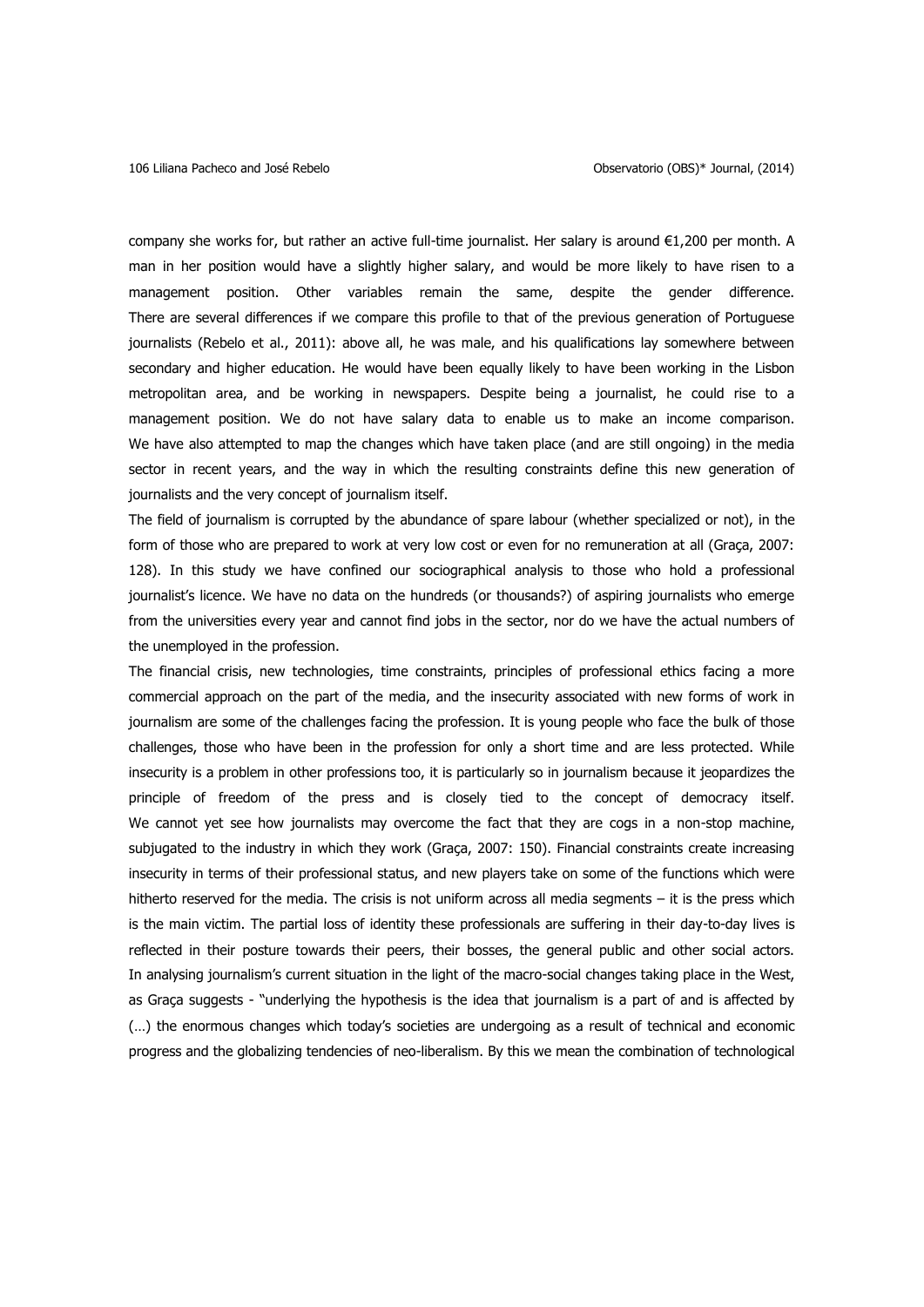company she works for, but rather an active full-time journalist. Her salary is around €1,200 per month. A man in her position would have a slightly higher salary, and would be more likely to have risen to a management position. Other variables remain the same, despite the gender difference. There are several differences if we compare this profile to that of the previous generation of Portuguese journalists (Rebelo et al., 2011): above all, he was male, and his qualifications lay somewhere between secondary and higher education. He would have been equally likely to have been working in the Lisbon metropolitan area, and be working in newspapers. Despite being a journalist, he could rise to a management position. We do not have salary data to enable us to make an income comparison. We have also attempted to map the changes which have taken place (and are still ongoing) in the media sector in recent years, and the way in which the resulting constraints define this new generation of journalists and the very concept of journalism itself.

The field of journalism is corrupted by the abundance of spare labour (whether specialized or not), in the form of those who are prepared to work at very low cost or even for no remuneration at all (Graça, 2007: 128). In this study we have confined our sociographical analysis to those who hold a professional journalist's licence. We have no data on the hundreds (or thousands?) of aspiring journalists who emerge from the universities every year and cannot find jobs in the sector, nor do we have the actual numbers of the unemployed in the profession.

The financial crisis, new technologies, time constraints, principles of professional ethics facing a more commercial approach on the part of the media, and the insecurity associated with new forms of work in journalism are some of the challenges facing the profession. It is young people who face the bulk of those challenges, those who have been in the profession for only a short time and are less protected. While insecurity is a problem in other professions too, it is particularly so in journalism because it jeopardizes the principle of freedom of the press and is closely tied to the concept of democracy itself. We cannot yet see how journalists may overcome the fact that they are cogs in a non-stop machine, subjugated to the industry in which they work (Graça, 2007: 150). Financial constraints create increasing insecurity in terms of their professional status, and new players take on some of the functions which were hitherto reserved for the media. The crisis is not uniform across all media segments – it is the press which is the main victim. The partial loss of identity these professionals are suffering in their day-to-day lives is reflected in their posture towards their peers, their bosses, the general public and other social actors. In analysing journalism's current situation in the light of the macro-social changes taking place in the West, as Graça suggests - "underlying the hypothesis is the idea that journalism is a part of and is affected by (…) the enormous changes which today's societies are undergoing as a result of technical and economic progress and the globalizing tendencies of neo-liberalism. By this we mean the combination of technological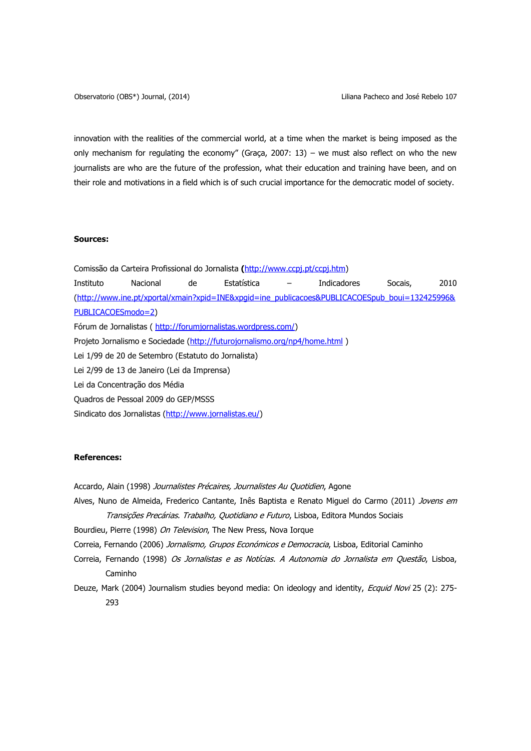innovation with the realities of the commercial world, at a time when the market is being imposed as the only mechanism for regulating the economy" (Graça, 2007: 13) – we must also reflect on who the new journalists are who are the future of the profession, what their education and training have been, and on their role and motivations in a field which is of such crucial importance for the democratic model of society.

**Sources:**

Comissão da Carteira Profissional do Jornalista (http://www.ccpj.pt/ccpj.htm)

Instituto Nacional de Estatística – Indicadores Socais, 2010 (http://www.ine.pt/xportal/xmain?xpid=INE&xpgid=ine_publicacoes&PUBLICACOESpub_boui=132425996&PUBLICACOESmodo=2)

Fórum de Jornalistas ( http://forumjornalistas.wordpress.com/)

Projeto Jornalismo e Sociedade (http://futurojornalismo.org/np4/home.html )

Lei 1/99 de 20 de Setembro (Estatuto do Jornalista)

Lei 2/99 de 13 de Janeiro (Lei da Imprensa)

Lei da Concentração dos Média

Quadros de Pessoal 2009 do GEP/MSSS

Sindicato dos Jornalistas (http://www.jornalistas.eu/)

**References:**

Accardo, Alain (1998) *Journalistes Précaires, Journalistes Au Quotidien*, Agone

Alves, Nuno de Almeida, Frederico Cantante, Inês Baptista e Renato Miguel do Carmo (2011) *Jovens em Transições Precárias. Trabalho, Quotidiano e Futuro*, Lisboa, Editora Mundos Sociais

Bourdieu, Pierre (1998) *On Television*, The New Press, Nova Iorque

Correia, Fernando (2006) *Jornalismo, Grupos Económicos e Democracia*, Lisboa, Editorial Caminho

Correia, Fernando (1998) *Os Jornalistas e as Notícias. A Autonomia do Jornalista em Questão*, Lisboa, Caminho

Deuze, Mark (2004) Journalism studies beyond media: On ideology and identity, *Ecquid Novi* 25 (2): 275-293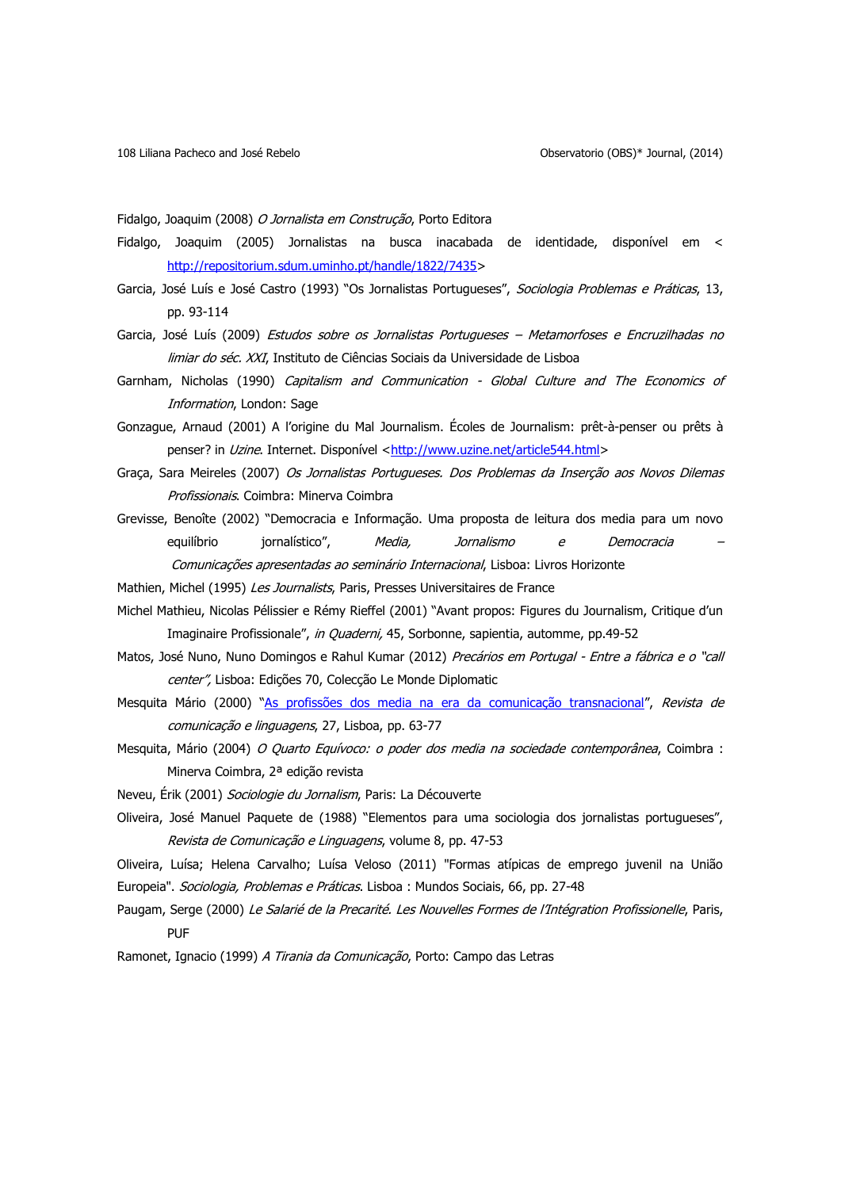Fidalgo, Joaquim (2008) *O Jornalista em Construção*, Porto Editora

Fidalgo, Joaquim (2005) Jornalistas na busca inacabada de identidade, disponível em < http://repositorium.sdum.uminho.pt/handle/1822/7435>

Garcia, José Luís e José Castro (1993) "Os Jornalistas Portugueses", *Sociologia Problemas e Práticas*, 13, pp. 93-114

Garcia, José Luís (2009) *Estudos sobre os Jornalistas Portugueses – Metamorfoses e Encruzilhadas no limiar do séc. XXI*, Instituto de Ciências Sociais da Universidade de Lisboa

Garnham, Nicholas (1990) *Capitalism and Communication - Global Culture and The Economics of Information*, London: Sage

Gonzague, Arnaud (2001) A l'origine du Mal Journalism. Écoles de Journalism: prêt-à-penser ou prêts à penser? in *Uzine*. Internet. Disponível <http://www.uzine.net/article544.html>

Graça, Sara Meireles (2007) *Os Jornalistas Portugueses. Dos Problemas da Inserção aos Novos Dilemas Profissionais*. Coimbra: Minerva Coimbra

Grevisse, Benoîte (2002) "Democracia e Informação. Uma proposta de leitura dos media para um novo equilíbrio jornalístico", *Media, Jornalismo e Democracia – Comunicações apresentadas ao seminário Internacional*, Lisboa: Livros Horizonte

Mathien, Michel (1995) *Les Journalists*, Paris, Presses Universitaires de France

Michel Mathieu, Nicolas Pélissier e Rémy Rieffel (2001) "Avant propos: Figures du Journalism, Critique d'un Imaginaire Profissionale", *in Quaderni,* 45, Sorbonne, sapientia, automme, pp.49-52

Matos, José Nuno, Nuno Domingos e Rahul Kumar (2012) *Precários em Portugal - Entre a fábrica e o "call center",* Lisboa: Edições 70, Colecção Le Monde Diplomatic

Mesquita Mário (2000) "As profissões dos media na era da comunicação transnacional", *Revista de comunicação e linguagens*, 27, Lisboa, pp. 63-77

Mesquita, Mário (2004) *O Quarto Equívoco: o poder dos media na sociedade contemporânea*, Coimbra : Minerva Coimbra, 2ª edição revista

Neveu, Érik (2001) *Sociologie du Jornalism*, Paris: La Découverte

Oliveira, José Manuel Paquete de (1988) "Elementos para uma sociologia dos jornalistas portugueses", *Revista de Comunicação e Linguagens*, volume 8, pp. 47-53

Oliveira, Luísa; Helena Carvalho; Luísa Veloso (2011) "Formas atípicas de emprego juvenil na União Europeia". *Sociologia, Problemas e Práticas*. Lisboa : Mundos Sociais, 66, pp. 27-48

Paugam, Serge (2000) *Le Salarié de la Precarité. Les Nouvelles Formes de l'Intégration Profissionelle*, Paris, PUF

Ramonet, Ignacio (1999) *A Tirania da Comunicação*, Porto: Campo das Letras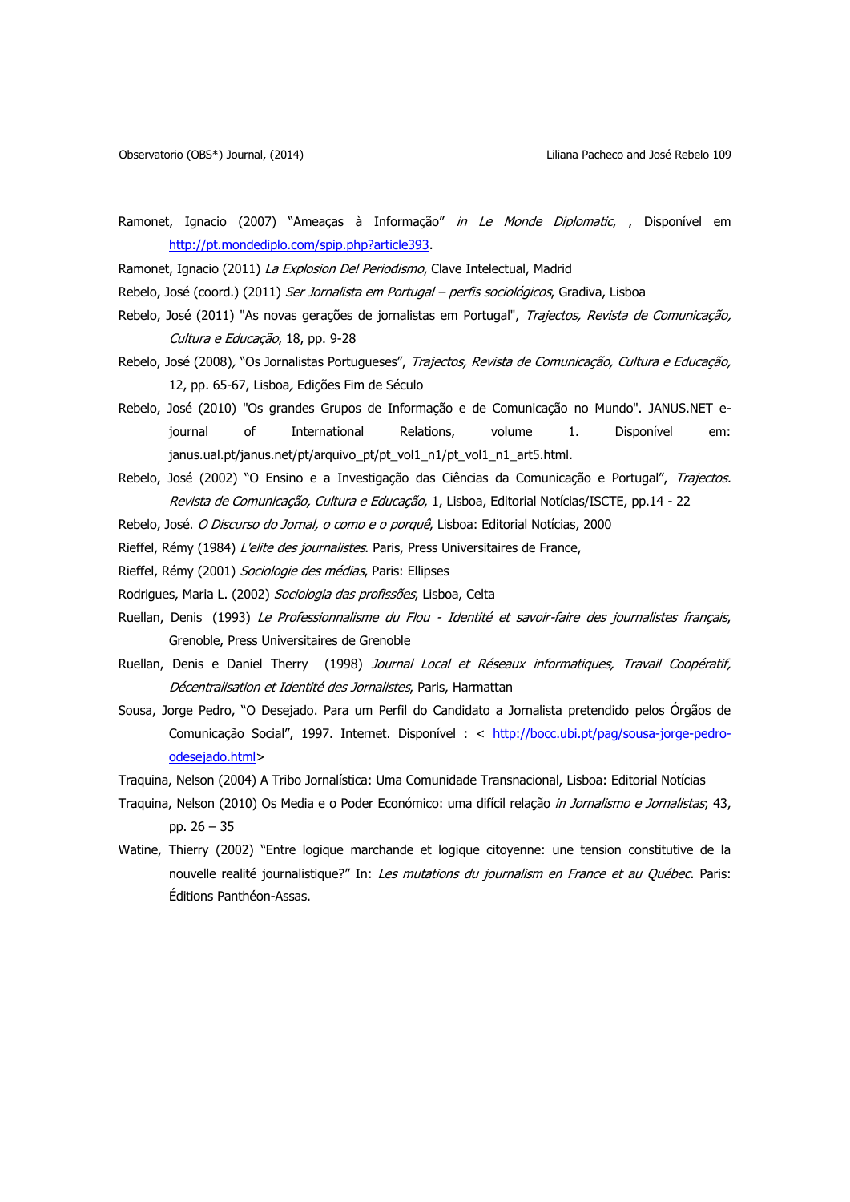Ramonet, Ignacio (2007) "Ameaças à Informação" *in Le Monde Diplomatic*, , Disponível em http://pt.mondediplo.com/spip.php?article393.

Ramonet, Ignacio (2011) *La Explosion Del Periodismo*, Clave Intelectual, Madrid

Rebelo, José (coord.) (2011) *Ser Jornalista em Portugal – perfis sociológicos*, Gradiva, Lisboa

Rebelo, José (2011) "As novas gerações de jornalistas em Portugal", *Trajectos, Revista de Comunicação, Cultura e Educação*, 18, pp. 9-28

Rebelo, José (2008), "Os Jornalistas Portugueses", *Trajectos, Revista de Comunicação, Cultura e Educação,* 12, pp. 65-67, Lisboa, Edições Fim de Século

Rebelo, José (2010) "Os grandes Grupos de Informação e de Comunicação no Mundo". JANUS.NET e-journal of International Relations, volume 1. Disponível em: janus.ual.pt/janus.net/pt/arquivo_pt/pt_vol1_n1/pt_vol1_n1_art5.html.

Rebelo, José (2002) "O Ensino e a Investigação das Ciências da Comunicação e Portugal", *Trajectos. Revista de Comunicação, Cultura e Educação*, 1, Lisboa, Editorial Notícias/ISCTE, pp.14 - 22

Rebelo, José. *O Discurso do Jornal, o como e o porquê*, Lisboa: Editorial Notícias, 2000

Rieffel, Rémy (1984) *L'elite des journalistes*. Paris, Press Universitaires de France,

Rieffel, Rémy (2001) *Sociologie des médias*, Paris: Ellipses

Rodrigues, Maria L. (2002) *Sociologia das profissões*, Lisboa, Celta

Ruellan, Denis (1993) *Le Professionnalisme du Flou - Identité et savoir-faire des journalistes français*, Grenoble, Press Universitaires de Grenoble

Ruellan, Denis e Daniel Therry (1998) *Journal Local et Réseaux informatiques, Travail Coopératif, Décentralisation et Identité des Jornalistes*, Paris, Harmattan

Sousa, Jorge Pedro, "O Desejado. Para um Perfil do Candidato a Jornalista pretendido pelos Órgãos de Comunicação Social", 1997. Internet. Disponível : < http://bocc.ubi.pt/pag/sousa-jorge-pedro-odesejado.html>

Traquina, Nelson (2004) A Tribo Jornalística: Uma Comunidade Transnacional, Lisboa: Editorial Notícias

Traquina, Nelson (2010) Os Media e o Poder Económico: uma difícil relação *in Jornalismo e Jornalistas*; 43, pp. 26 – 35

Watine, Thierry (2002) "Entre logique marchande et logique citoyenne: une tension constitutive de la nouvelle realité journalistique?" In: *Les mutations du journalism en France et au Québec*. Paris: Éditions Panthéon-Assas.